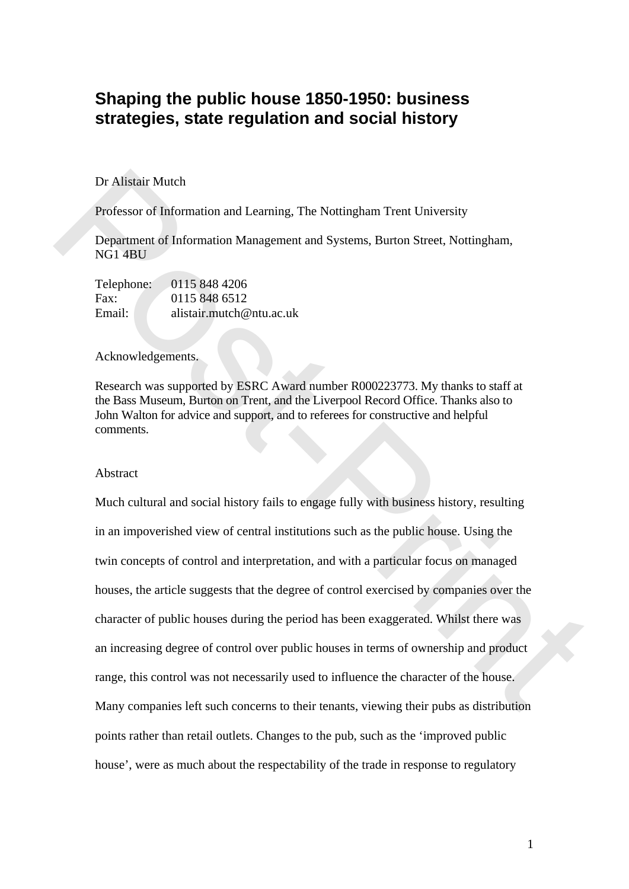# Shaping the public house 1850-1950: business strategies, state regulation and social history

Dr Alistair Mutch

Professor of Information and Learning, The Nottingham Trent University

Department of Information Management and Systems, Burton Street, Nottingham, NG1 4BU

Telephone: 0115 848 4206
Fax: 0115 848 6512
Email: alistair.mutch@ntu.ac.uk

Acknowledgements.

Research was supported by ESRC Award number R000223773. My thanks to staff at the Bass Museum, Burton on Trent, and the Liverpool Record Office. Thanks also to John Walton for advice and support, and to referees for constructive and helpful comments.

Abstract

Much cultural and social history fails to engage fully with business history, resulting in an impoverished view of central institutions such as the public house. Using the twin concepts of control and interpretation, and with a particular focus on managed houses, the article suggests that the degree of control exercised by companies over the character of public houses during the period has been exaggerated. Whilst there was an increasing degree of control over public houses in terms of ownership and product range, this control was not necessarily used to influence the character of the house. Many companies left such concerns to their tenants, viewing their pubs as distribution points rather than retail outlets. Changes to the pub, such as the 'improved public house', were as much about the respectability of the trade in response to regulatory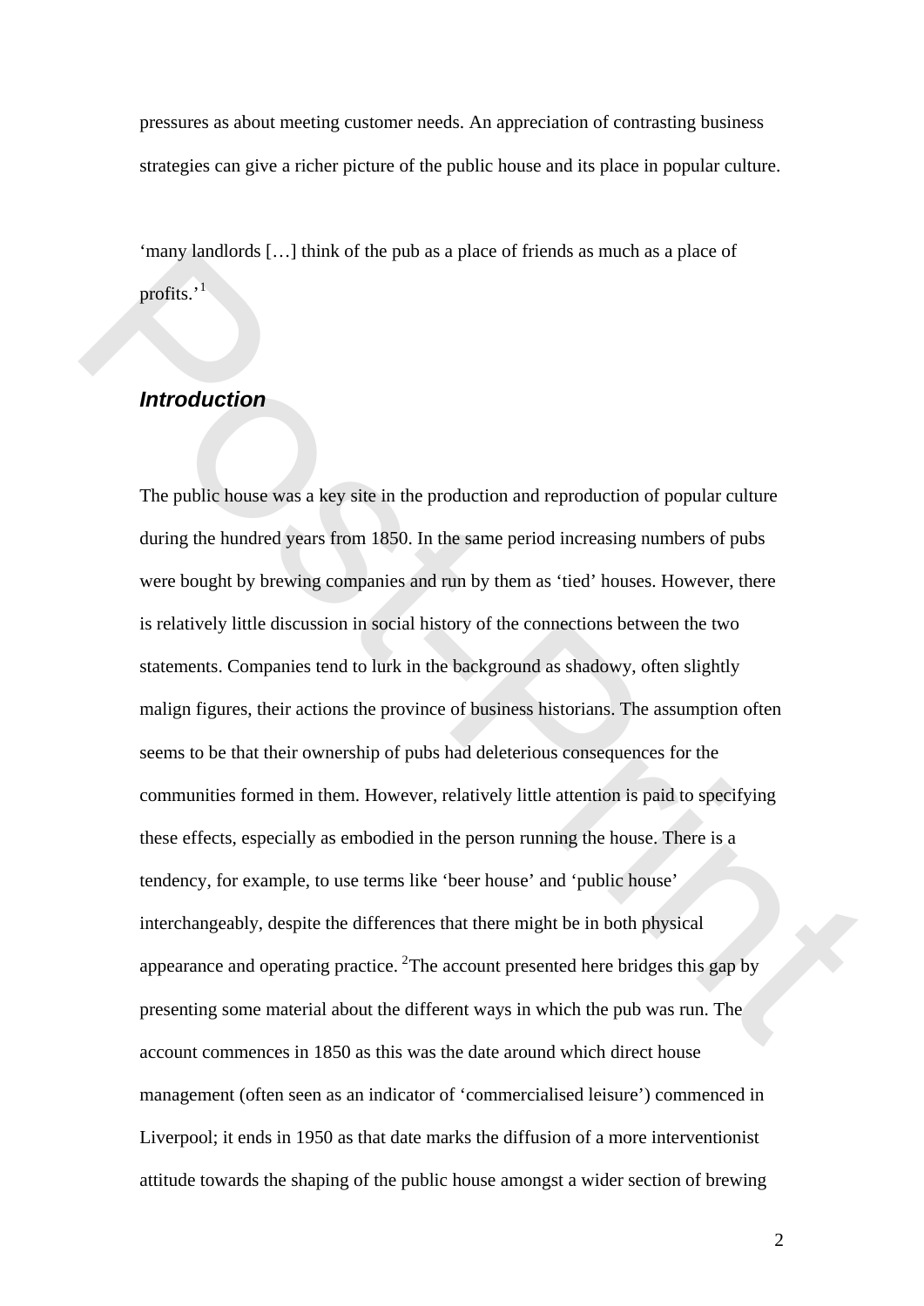pressures as about meeting customer needs. An appreciation of contrasting business strategies can give a richer picture of the public house and its place in popular culture.

'many landlords […] think of the pub as a place of friends as much as a place of profits.'[1]

## *Introduction*

The public house was a key site in the production and reproduction of popular culture during the hundred years from 1850. In the same period increasing numbers of pubs were bought by brewing companies and run by them as 'tied' houses. However, there is relatively little discussion in social history of the connections between the two statements. Companies tend to lurk in the background as shadowy, often slightly malign figures, their actions the province of business historians. The assumption often seems to be that their ownership of pubs had deleterious consequences for the communities formed in them. However, relatively little attention is paid to specifying these effects, especially as embodied in the person running the house. There is a tendency, for example, to use terms like 'beer house' and 'public house' interchangeably, despite the differences that there might be in both physical appearance and operating practice. [2]The account presented here bridges this gap by presenting some material about the different ways in which the pub was run. The account commences in 1850 as this was the date around which direct house management (often seen as an indicator of 'commercialised leisure') commenced in Liverpool; it ends in 1950 as that date marks the diffusion of a more interventionist attitude towards the shaping of the public house amongst a wider section of brewing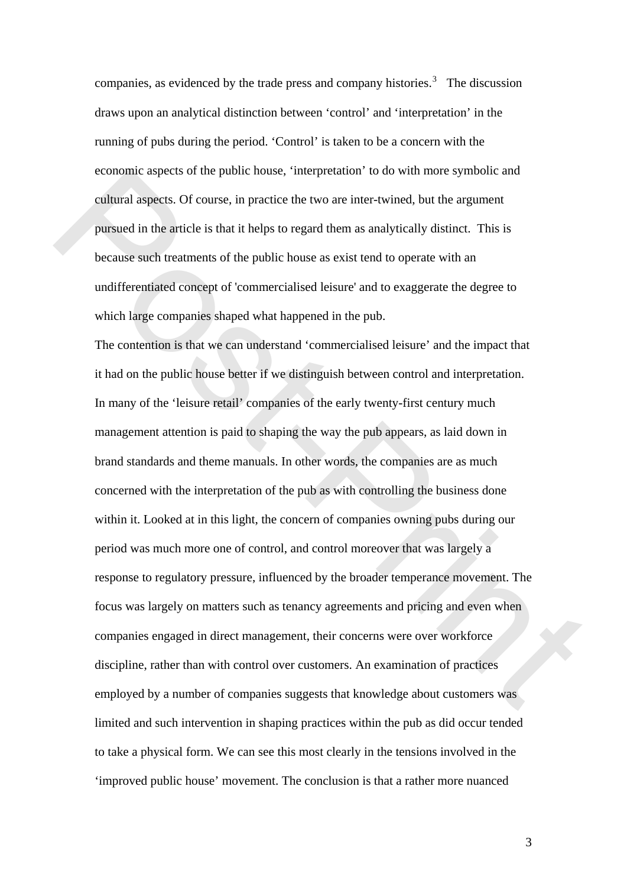companies, as evidenced by the trade press and company histories.[3] The discussion draws upon an analytical distinction between 'control' and 'interpretation' in the running of pubs during the period. 'Control' is taken to be a concern with the economic aspects of the public house, 'interpretation' to do with more symbolic and cultural aspects. Of course, in practice the two are inter-twined, but the argument pursued in the article is that it helps to regard them as analytically distinct. This is because such treatments of the public house as exist tend to operate with an undifferentiated concept of 'commercialised leisure' and to exaggerate the degree to which large companies shaped what happened in the pub.

The contention is that we can understand 'commercialised leisure' and the impact that it had on the public house better if we distinguish between control and interpretation. In many of the 'leisure retail' companies of the early twenty-first century much management attention is paid to shaping the way the pub appears, as laid down in brand standards and theme manuals. In other words, the companies are as much concerned with the interpretation of the pub as with controlling the business done within it. Looked at in this light, the concern of companies owning pubs during our period was much more one of control, and control moreover that was largely a response to regulatory pressure, influenced by the broader temperance movement. The focus was largely on matters such as tenancy agreements and pricing and even when companies engaged in direct management, their concerns were over workforce discipline, rather than with control over customers. An examination of practices employed by a number of companies suggests that knowledge about customers was limited and such intervention in shaping practices within the pub as did occur tended to take a physical form. We can see this most clearly in the tensions involved in the 'improved public house' movement. The conclusion is that a rather more nuanced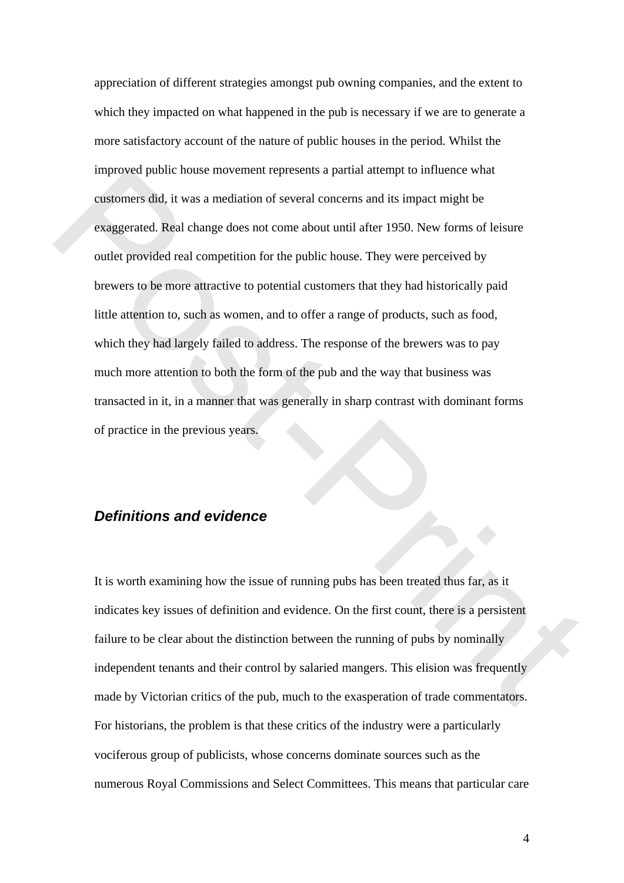appreciation of different strategies amongst pub owning companies, and the extent to which they impacted on what happened in the pub is necessary if we are to generate a more satisfactory account of the nature of public houses in the period. Whilst the improved public house movement represents a partial attempt to influence what customers did, it was a mediation of several concerns and its impact might be exaggerated. Real change does not come about until after 1950. New forms of leisure outlet provided real competition for the public house. They were perceived by brewers to be more attractive to potential customers that they had historically paid little attention to, such as women, and to offer a range of products, such as food, which they had largely failed to address. The response of the brewers was to pay much more attention to both the form of the pub and the way that business was transacted in it, in a manner that was generally in sharp contrast with dominant forms of practice in the previous years.

## *Definitions and evidence*

It is worth examining how the issue of running pubs has been treated thus far, as it indicates key issues of definition and evidence. On the first count, there is a persistent failure to be clear about the distinction between the running of pubs by nominally independent tenants and their control by salaried mangers. This elision was frequently made by Victorian critics of the pub, much to the exasperation of trade commentators. For historians, the problem is that these critics of the industry were a particularly vociferous group of publicists, whose concerns dominate sources such as the numerous Royal Commissions and Select Committees. This means that particular care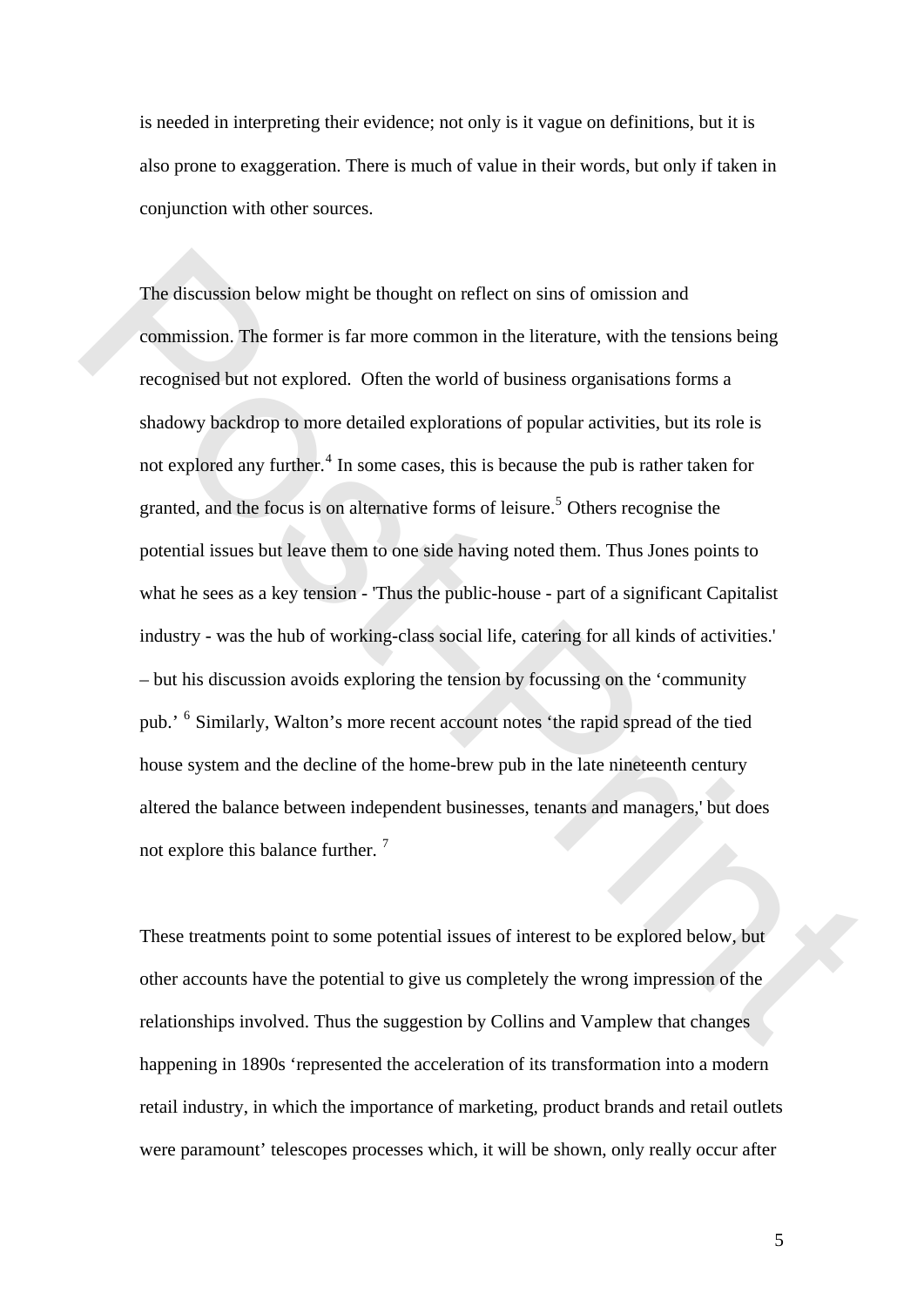is needed in interpreting their evidence; not only is it vague on definitions, but it is also prone to exaggeration. There is much of value in their words, but only if taken in conjunction with other sources.

The discussion below might be thought on reflect on sins of omission and commission. The former is far more common in the literature, with the tensions being recognised but not explored. Often the world of business organisations forms a shadowy backdrop to more detailed explorations of popular activities, but its role is not explored any further.[4] In some cases, this is because the pub is rather taken for granted, and the focus is on alternative forms of leisure.[5] Others recognise the potential issues but leave them to one side having noted them. Thus Jones points to what he sees as a key tension - 'Thus the public-house - part of a significant Capitalist industry - was the hub of working-class social life, catering for all kinds of activities.' – but his discussion avoids exploring the tension by focussing on the 'community pub.'[6] Similarly, Walton's more recent account notes 'the rapid spread of the tied house system and the decline of the home-brew pub in the late nineteenth century altered the balance between independent businesses, tenants and managers,' but does not explore this balance further.[7]

These treatments point to some potential issues of interest to be explored below, but other accounts have the potential to give us completely the wrong impression of the relationships involved. Thus the suggestion by Collins and Vamplew that changes happening in 1890s 'represented the acceleration of its transformation into a modern retail industry, in which the importance of marketing, product brands and retail outlets were paramount' telescopes processes which, it will be shown, only really occur after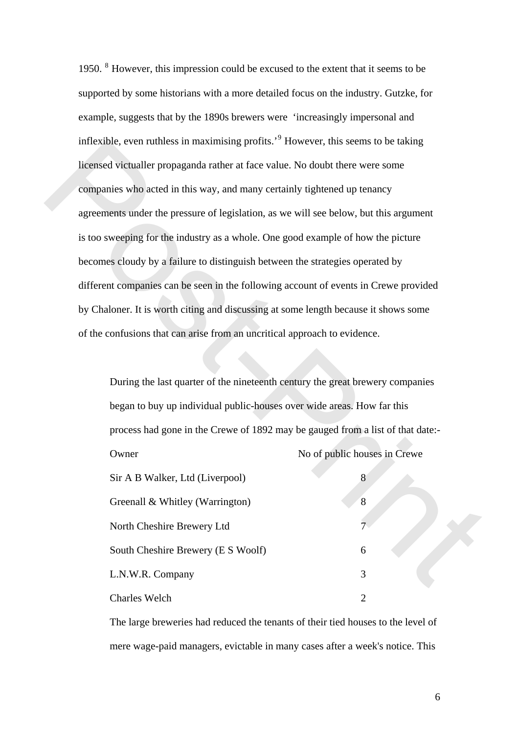1950. [8] However, this impression could be excused to the extent that it seems to be supported by some historians with a more detailed focus on the industry. Gutzke, for example, suggests that by the 1890s brewers were 'increasingly impersonal and inflexible, even ruthless in maximising profits.'[9] However, this seems to be taking licensed victualler propaganda rather at face value. No doubt there were some companies who acted in this way, and many certainly tightened up tenancy agreements under the pressure of legislation, as we will see below, but this argument is too sweeping for the industry as a whole. One good example of how the picture becomes cloudy by a failure to distinguish between the strategies operated by different companies can be seen in the following account of events in Crewe provided by Chaloner. It is worth citing and discussing at some length because it shows some of the confusions that can arise from an uncritical approach to evidence.

> During the last quarter of the nineteenth century the great brewery companies began to buy up individual public-houses over wide areas. How far this process had gone in the Crewe of 1892 may be gauged from a list of that date:-
>
> | Owner | No of public houses in Crewe |
> |---|---|
> | Sir A B Walker, Ltd (Liverpool) | 8 |
> | Greenall & Whitley (Warrington) | 8 |
> | North Cheshire Brewery Ltd | 7 |
> | South Cheshire Brewery (E S Woolf) | 6 |
> | L.N.W.R. Company | 3 |
> | Charles Welch | 2 |
>
> The large breweries had reduced the tenants of their tied houses to the level of mere wage-paid managers, evictable in many cases after a week's notice. This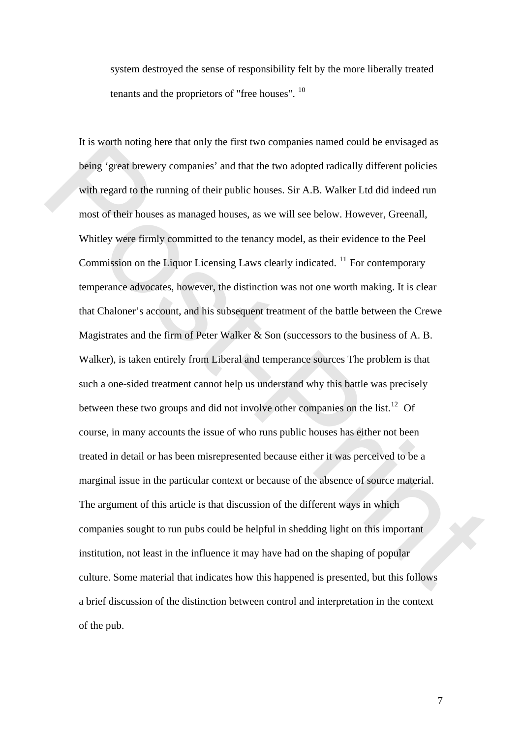system destroyed the sense of responsibility felt by the more liberally treated tenants and the proprietors of "free houses". [10]

It is worth noting here that only the first two companies named could be envisaged as being 'great brewery companies' and that the two adopted radically different policies with regard to the running of their public houses. Sir A.B. Walker Ltd did indeed run most of their houses as managed houses, as we will see below. However, Greenall, Whitley were firmly committed to the tenancy model, as their evidence to the Peel Commission on the Liquor Licensing Laws clearly indicated. [11] For contemporary temperance advocates, however, the distinction was not one worth making. It is clear that Chaloner's account, and his subsequent treatment of the battle between the Crewe Magistrates and the firm of Peter Walker & Son (successors to the business of A. B. Walker), is taken entirely from Liberal and temperance sources The problem is that such a one-sided treatment cannot help us understand why this battle was precisely between these two groups and did not involve other companies on the list.[12] Of course, in many accounts the issue of who runs public houses has either not been treated in detail or has been misrepresented because either it was perceived to be a marginal issue in the particular context or because of the absence of source material. The argument of this article is that discussion of the different ways in which companies sought to run pubs could be helpful in shedding light on this important institution, not least in the influence it may have had on the shaping of popular culture. Some material that indicates how this happened is presented, but this follows a brief discussion of the distinction between control and interpretation in the context of the pub.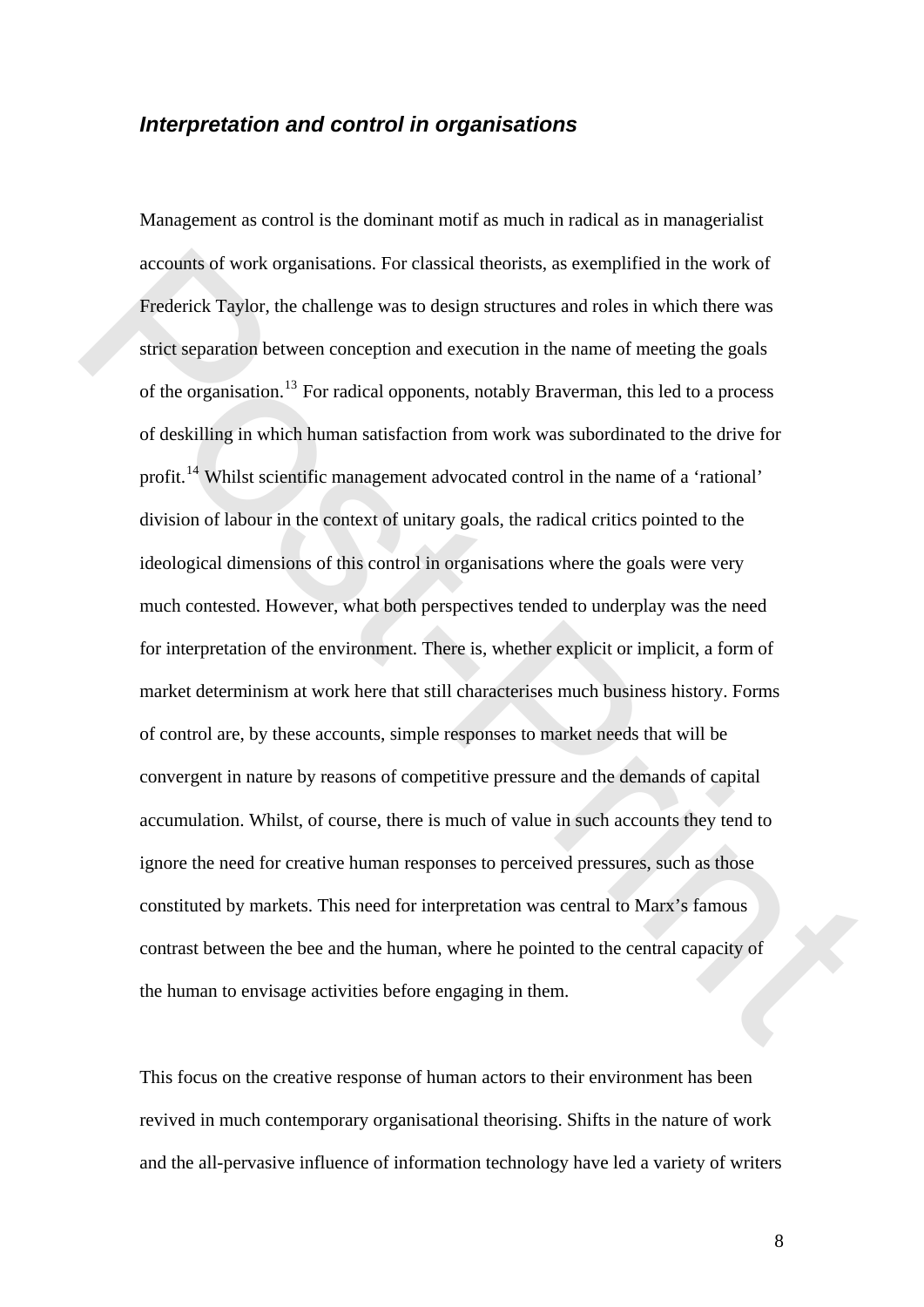### *Interpretation and control in organisations*

Management as control is the dominant motif as much in radical as in managerialist accounts of work organisations. For classical theorists, as exemplified in the work of Frederick Taylor, the challenge was to design structures and roles in which there was strict separation between conception and execution in the name of meeting the goals of the organisation.[13] For radical opponents, notably Braverman, this led to a process of deskilling in which human satisfaction from work was subordinated to the drive for profit.[14] Whilst scientific management advocated control in the name of a 'rational' division of labour in the context of unitary goals, the radical critics pointed to the ideological dimensions of this control in organisations where the goals were very much contested. However, what both perspectives tended to underplay was the need for interpretation of the environment. There is, whether explicit or implicit, a form of market determinism at work here that still characterises much business history. Forms of control are, by these accounts, simple responses to market needs that will be convergent in nature by reasons of competitive pressure and the demands of capital accumulation. Whilst, of course, there is much of value in such accounts they tend to ignore the need for creative human responses to perceived pressures, such as those constituted by markets. This need for interpretation was central to Marx's famous contrast between the bee and the human, where he pointed to the central capacity of the human to envisage activities before engaging in them.

This focus on the creative response of human actors to their environment has been revived in much contemporary organisational theorising. Shifts in the nature of work and the all-pervasive influence of information technology have led a variety of writers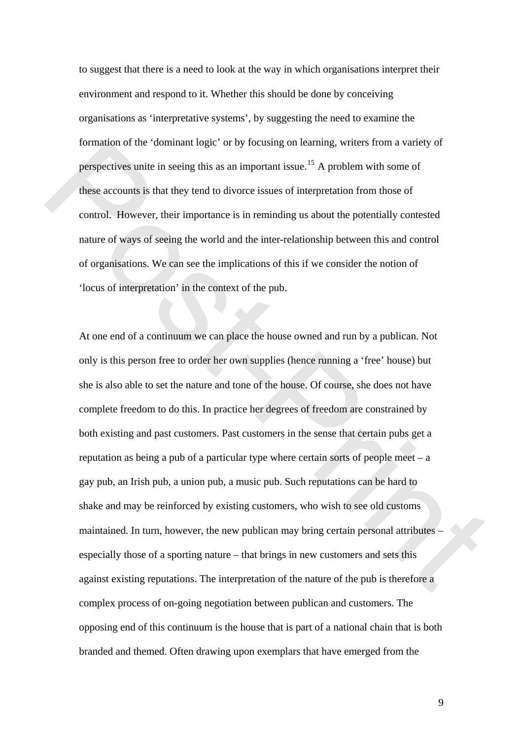to suggest that there is a need to look at the way in which organisations interpret their environment and respond to it. Whether this should be done by conceiving organisations as 'interpretative systems', by suggesting the need to examine the formation of the 'dominant logic' or by focusing on learning, writers from a variety of perspectives unite in seeing this as an important issue.[15] A problem with some of these accounts is that they tend to divorce issues of interpretation from those of control. However, their importance is in reminding us about the potentially contested nature of ways of seeing the world and the inter-relationship between this and control of organisations. We can see the implications of this if we consider the notion of 'locus of interpretation' in the context of the pub.

At one end of a continuum we can place the house owned and run by a publican. Not only is this person free to order her own supplies (hence running a 'free' house) but she is also able to set the nature and tone of the house. Of course, she does not have complete freedom to do this. In practice her degrees of freedom are constrained by both existing and past customers. Past customers in the sense that certain pubs get a reputation as being a pub of a particular type where certain sorts of people meet – a gay pub, an Irish pub, a union pub, a music pub. Such reputations can be hard to shake and may be reinforced by existing customers, who wish to see old customs maintained. In turn, however, the new publican may bring certain personal attributes – especially those of a sporting nature – that brings in new customers and sets this against existing reputations. The interpretation of the nature of the pub is therefore a complex process of on-going negotiation between publican and customers. The opposing end of this continuum is the house that is part of a national chain that is both branded and themed. Often drawing upon exemplars that have emerged from the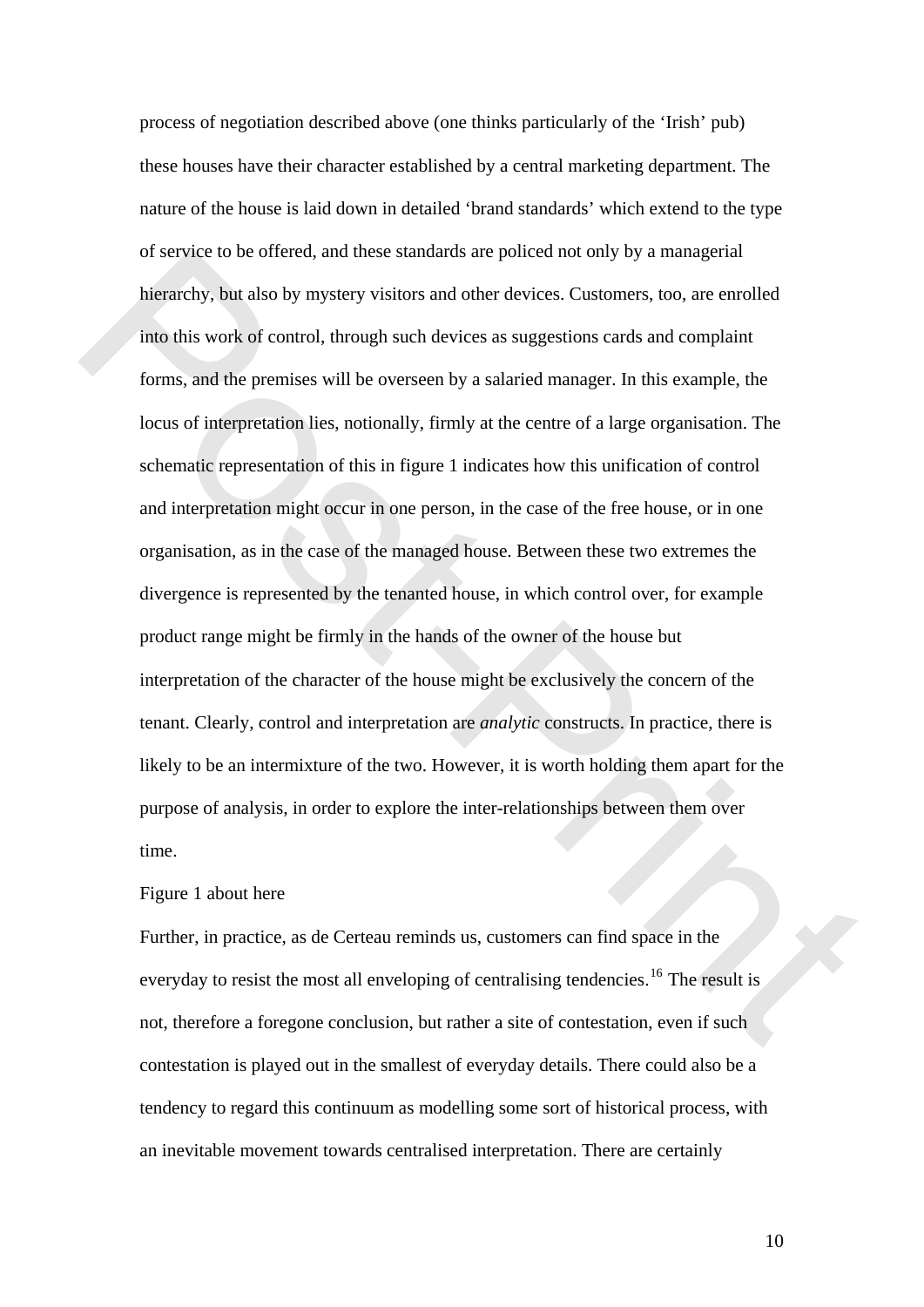process of negotiation described above (one thinks particularly of the 'Irish' pub) these houses have their character established by a central marketing department. The nature of the house is laid down in detailed 'brand standards' which extend to the type of service to be offered, and these standards are policed not only by a managerial hierarchy, but also by mystery visitors and other devices. Customers, too, are enrolled into this work of control, through such devices as suggestions cards and complaint forms, and the premises will be overseen by a salaried manager. In this example, the locus of interpretation lies, notionally, firmly at the centre of a large organisation. The schematic representation of this in figure 1 indicates how this unification of control and interpretation might occur in one person, in the case of the free house, or in one organisation, as in the case of the managed house. Between these two extremes the divergence is represented by the tenanted house, in which control over, for example product range might be firmly in the hands of the owner of the house but interpretation of the character of the house might be exclusively the concern of the tenant. Clearly, control and interpretation are *analytic* constructs. In practice, there is likely to be an intermixture of the two. However, it is worth holding them apart for the purpose of analysis, in order to explore the inter-relationships between them over time.

Figure 1 about here

Further, in practice, as de Certeau reminds us, customers can find space in the everyday to resist the most all enveloping of centralising tendencies.[16] The result is not, therefore a foregone conclusion, but rather a site of contestation, even if such contestation is played out in the smallest of everyday details. There could also be a tendency to regard this continuum as modelling some sort of historical process, with an inevitable movement towards centralised interpretation. There are certainly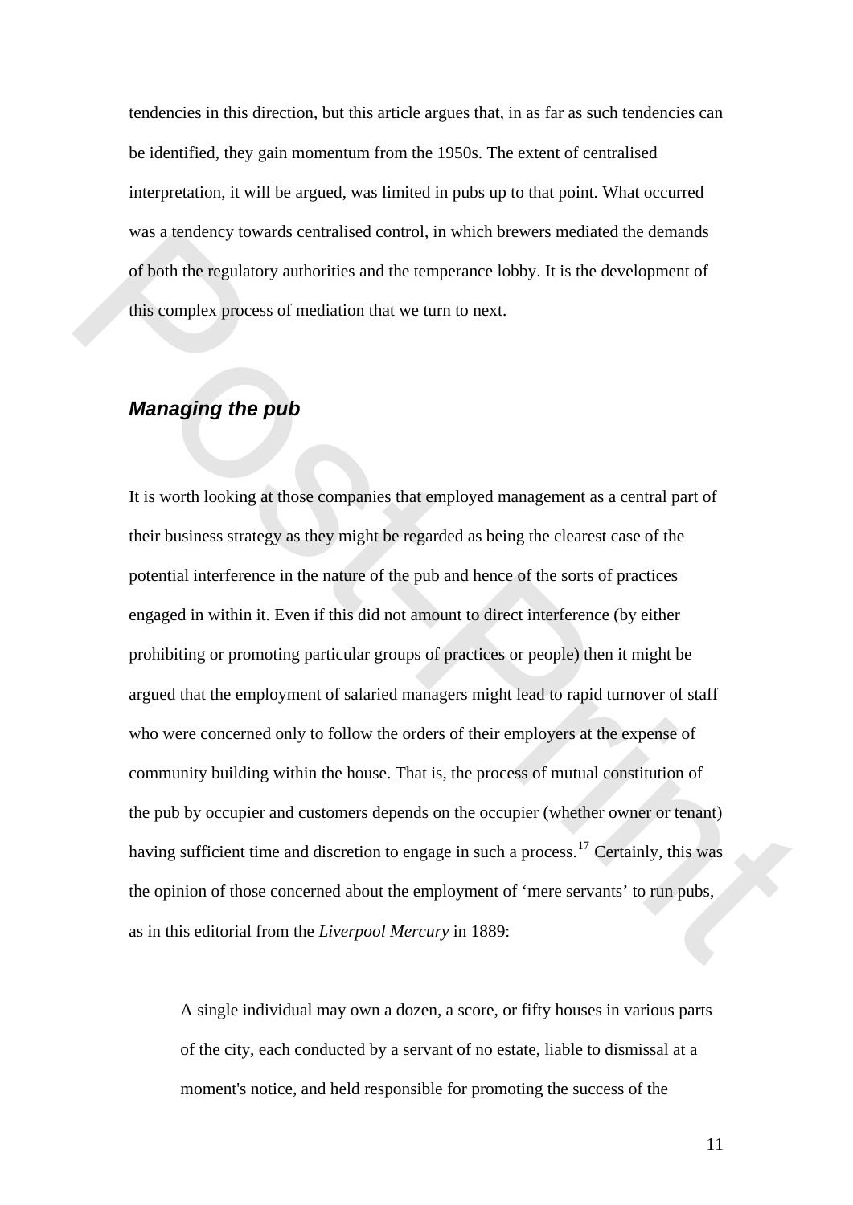tendencies in this direction, but this article argues that, in as far as such tendencies can be identified, they gain momentum from the 1950s. The extent of centralised interpretation, it will be argued, was limited in pubs up to that point. What occurred was a tendency towards centralised control, in which brewers mediated the demands of both the regulatory authorities and the temperance lobby. It is the development of this complex process of mediation that we turn to next.

## *Managing the pub*

It is worth looking at those companies that employed management as a central part of their business strategy as they might be regarded as being the clearest case of the potential interference in the nature of the pub and hence of the sorts of practices engaged in within it. Even if this did not amount to direct interference (by either prohibiting or promoting particular groups of practices or people) then it might be argued that the employment of salaried managers might lead to rapid turnover of staff who were concerned only to follow the orders of their employers at the expense of community building within the house. That is, the process of mutual constitution of the pub by occupier and customers depends on the occupier (whether owner or tenant) having sufficient time and discretion to engage in such a process.[17] Certainly, this was the opinion of those concerned about the employment of 'mere servants' to run pubs, as in this editorial from the *Liverpool Mercury* in 1889:

> A single individual may own a dozen, a score, or fifty houses in various parts of the city, each conducted by a servant of no estate, liable to dismissal at a moment's notice, and held responsible for promoting the success of the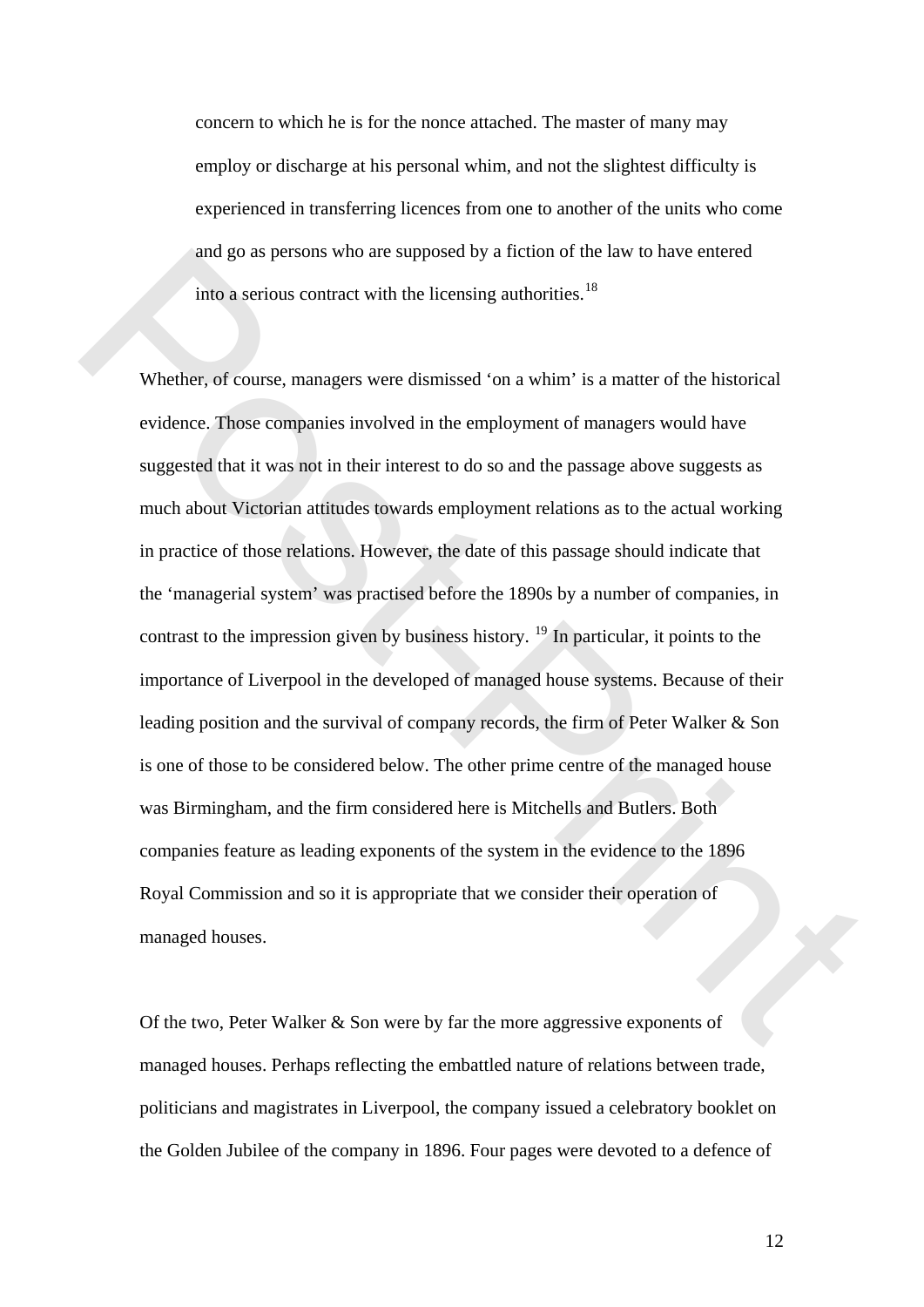> concern to which he is for the nonce attached. The master of many may employ or discharge at his personal whim, and not the slightest difficulty is experienced in transferring licences from one to another of the units who come and go as persons who are supposed by a fiction of the law to have entered into a serious contract with the licensing authorities.[18]

Whether, of course, managers were dismissed 'on a whim' is a matter of the historical evidence. Those companies involved in the employment of managers would have suggested that it was not in their interest to do so and the passage above suggests as much about Victorian attitudes towards employment relations as to the actual working in practice of those relations. However, the date of this passage should indicate that the 'managerial system' was practised before the 1890s by a number of companies, in contrast to the impression given by business history. [19] In particular, it points to the importance of Liverpool in the developed of managed house systems. Because of their leading position and the survival of company records, the firm of Peter Walker & Son is one of those to be considered below. The other prime centre of the managed house was Birmingham, and the firm considered here is Mitchells and Butlers. Both companies feature as leading exponents of the system in the evidence to the 1896 Royal Commission and so it is appropriate that we consider their operation of managed houses.

Of the two, Peter Walker & Son were by far the more aggressive exponents of managed houses. Perhaps reflecting the embattled nature of relations between trade, politicians and magistrates in Liverpool, the company issued a celebratory booklet on the Golden Jubilee of the company in 1896. Four pages were devoted to a defence of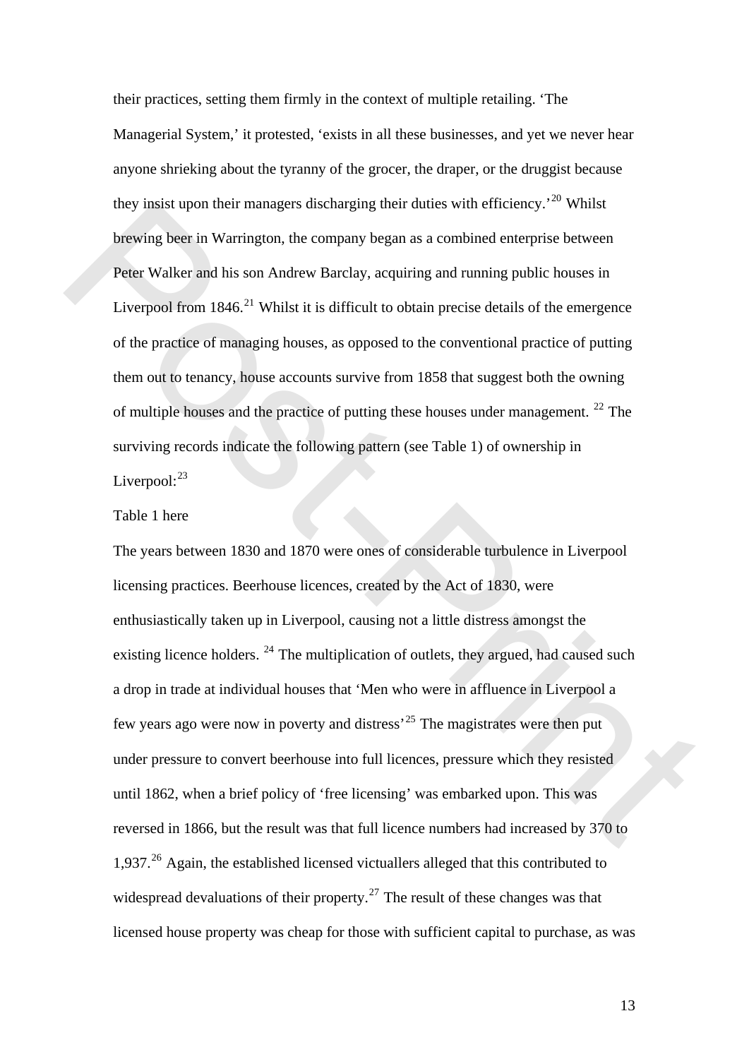their practices, setting them firmly in the context of multiple retailing. 'The Managerial System,' it protested, 'exists in all these businesses, and yet we never hear anyone shrieking about the tyranny of the grocer, the draper, or the druggist because they insist upon their managers discharging their duties with efficiency.'[20] Whilst brewing beer in Warrington, the company began as a combined enterprise between Peter Walker and his son Andrew Barclay, acquiring and running public houses in Liverpool from 1846.[21] Whilst it is difficult to obtain precise details of the emergence of the practice of managing houses, as opposed to the conventional practice of putting them out to tenancy, house accounts survive from 1858 that suggest both the owning of multiple houses and the practice of putting these houses under management. [22] The surviving records indicate the following pattern (see Table 1) of ownership in Liverpool:[23]

Table 1 here

The years between 1830 and 1870 were ones of considerable turbulence in Liverpool licensing practices. Beerhouse licences, created by the Act of 1830, were enthusiastically taken up in Liverpool, causing not a little distress amongst the existing licence holders. [24] The multiplication of outlets, they argued, had caused such a drop in trade at individual houses that 'Men who were in affluence in Liverpool a few years ago were now in poverty and distress'[25] The magistrates were then put under pressure to convert beerhouse into full licences, pressure which they resisted until 1862, when a brief policy of 'free licensing' was embarked upon. This was reversed in 1866, but the result was that full licence numbers had increased by 370 to 1,937.[26] Again, the established licensed victuallers alleged that this contributed to widespread devaluations of their property.[27] The result of these changes was that licensed house property was cheap for those with sufficient capital to purchase, as was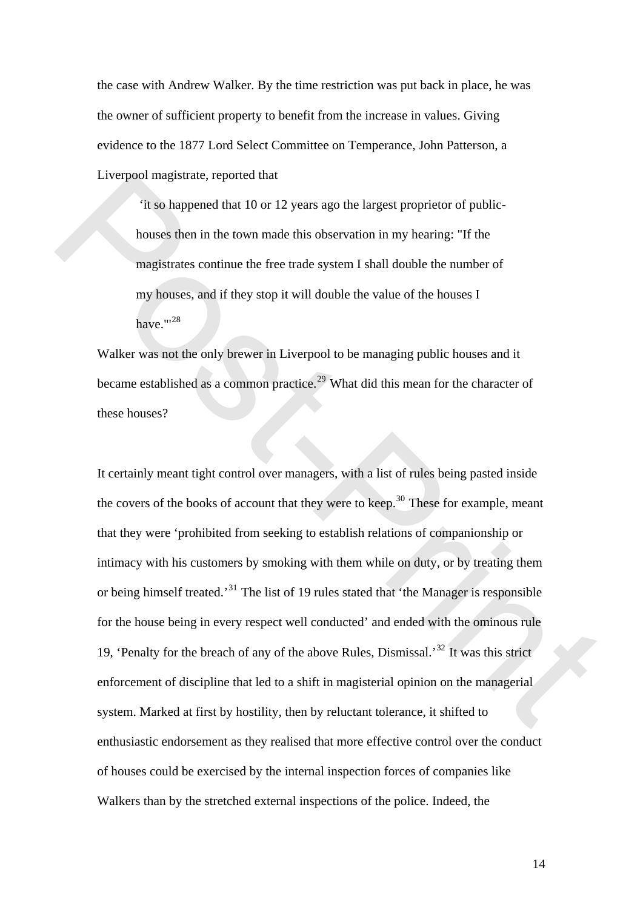the case with Andrew Walker. By the time restriction was put back in place, he was the owner of sufficient property to benefit from the increase in values. Giving evidence to the 1877 Lord Select Committee on Temperance, John Patterson, a Liverpool magistrate, reported that

> 'it so happened that 10 or 12 years ago the largest proprietor of public-houses then in the town made this observation in my hearing: "If the magistrates continue the free trade system I shall double the number of my houses, and if they stop it will double the value of the houses I have."'[28]

Walker was not the only brewer in Liverpool to be managing public houses and it became established as a common practice.[29] What did this mean for the character of these houses?

It certainly meant tight control over managers, with a list of rules being pasted inside the covers of the books of account that they were to keep.[30] These for example, meant that they were 'prohibited from seeking to establish relations of companionship or intimacy with his customers by smoking with them while on duty, or by treating them or being himself treated.'[31] The list of 19 rules stated that 'the Manager is responsible for the house being in every respect well conducted' and ended with the ominous rule 19, 'Penalty for the breach of any of the above Rules, Dismissal.'[32] It was this strict enforcement of discipline that led to a shift in magisterial opinion on the managerial system. Marked at first by hostility, then by reluctant tolerance, it shifted to enthusiastic endorsement as they realised that more effective control over the conduct of houses could be exercised by the internal inspection forces of companies like Walkers than by the stretched external inspections of the police. Indeed, the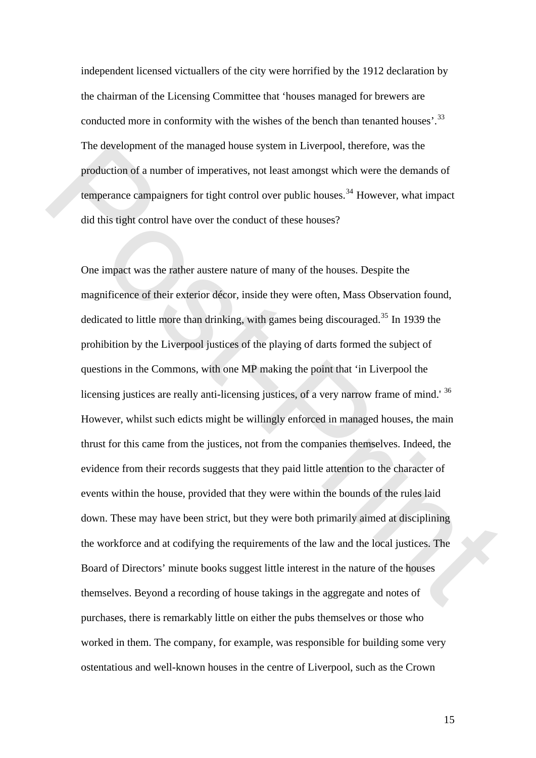independent licensed victuallers of the city were horrified by the 1912 declaration by the chairman of the Licensing Committee that 'houses managed for brewers are conducted more in conformity with the wishes of the bench than tenanted houses'.[33] The development of the managed house system in Liverpool, therefore, was the production of a number of imperatives, not least amongst which were the demands of temperance campaigners for tight control over public houses.[34] However, what impact did this tight control have over the conduct of these houses?

One impact was the rather austere nature of many of the houses. Despite the magnificence of their exterior décor, inside they were often, Mass Observation found, dedicated to little more than drinking, with games being discouraged.[35] In 1939 the prohibition by the Liverpool justices of the playing of darts formed the subject of questions in the Commons, with one MP making the point that 'in Liverpool the licensing justices are really anti-licensing justices, of a very narrow frame of mind.'[36] However, whilst such edicts might be willingly enforced in managed houses, the main thrust for this came from the justices, not from the companies themselves. Indeed, the evidence from their records suggests that they paid little attention to the character of events within the house, provided that they were within the bounds of the rules laid down. These may have been strict, but they were both primarily aimed at disciplining the workforce and at codifying the requirements of the law and the local justices. The Board of Directors' minute books suggest little interest in the nature of the houses themselves. Beyond a recording of house takings in the aggregate and notes of purchases, there is remarkably little on either the pubs themselves or those who worked in them. The company, for example, was responsible for building some very ostentatious and well-known houses in the centre of Liverpool, such as the Crown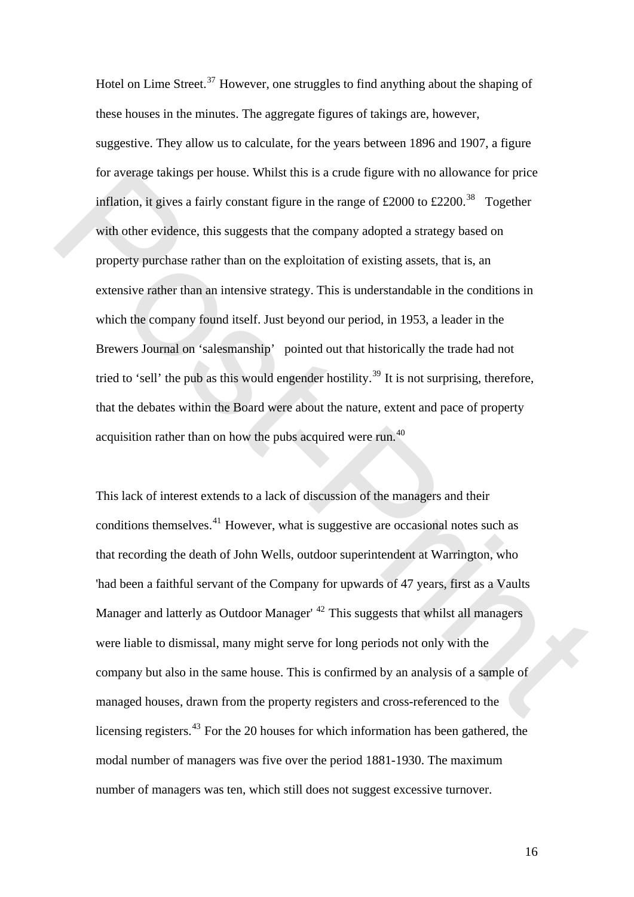Hotel on Lime Street.[37] However, one struggles to find anything about the shaping of these houses in the minutes. The aggregate figures of takings are, however, suggestive. They allow us to calculate, for the years between 1896 and 1907, a figure for average takings per house. Whilst this is a crude figure with no allowance for price inflation, it gives a fairly constant figure in the range of £2000 to £2200.[38] Together with other evidence, this suggests that the company adopted a strategy based on property purchase rather than on the exploitation of existing assets, that is, an extensive rather than an intensive strategy. This is understandable in the conditions in which the company found itself. Just beyond our period, in 1953, a leader in the Brewers Journal on 'salesmanship' pointed out that historically the trade had not tried to 'sell' the pub as this would engender hostility.[39] It is not surprising, therefore, that the debates within the Board were about the nature, extent and pace of property acquisition rather than on how the pubs acquired were run.[40]

This lack of interest extends to a lack of discussion of the managers and their conditions themselves.[41] However, what is suggestive are occasional notes such as that recording the death of John Wells, outdoor superintendent at Warrington, who 'had been a faithful servant of the Company for upwards of 47 years, first as a Vaults Manager and latterly as Outdoor Manager' [42] This suggests that whilst all managers were liable to dismissal, many might serve for long periods not only with the company but also in the same house. This is confirmed by an analysis of a sample of managed houses, drawn from the property registers and cross-referenced to the licensing registers.[43] For the 20 houses for which information has been gathered, the modal number of managers was five over the period 1881-1930. The maximum number of managers was ten, which still does not suggest excessive turnover.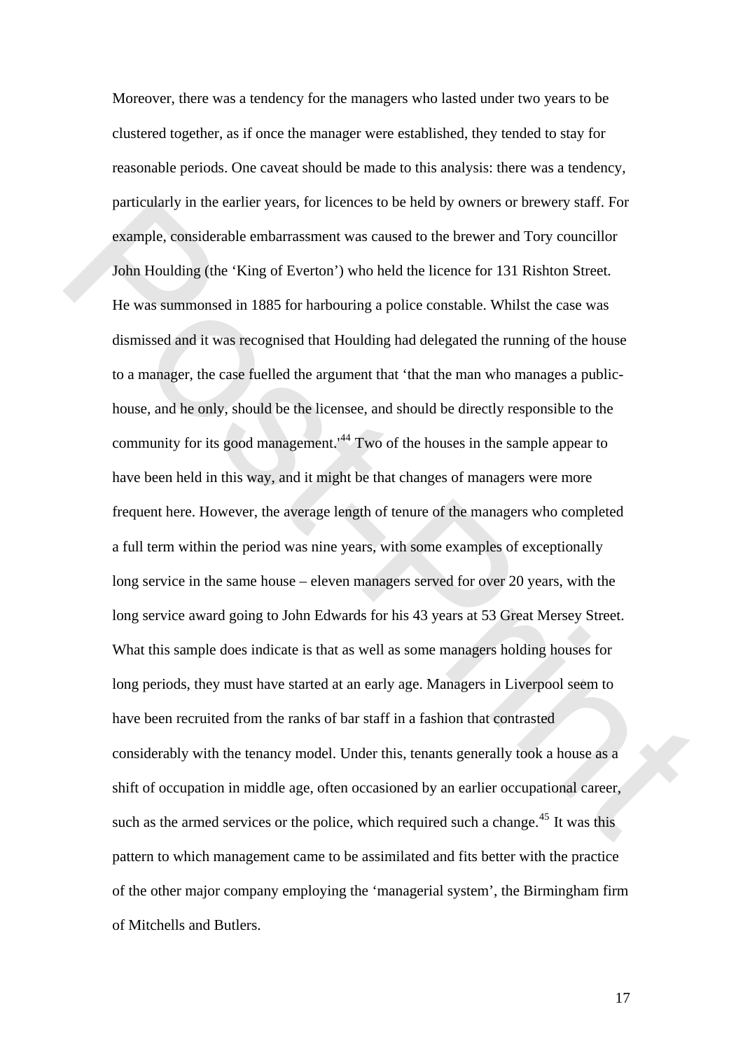Moreover, there was a tendency for the managers who lasted under two years to be clustered together, as if once the manager were established, they tended to stay for reasonable periods. One caveat should be made to this analysis: there was a tendency, particularly in the earlier years, for licences to be held by owners or brewery staff. For example, considerable embarrassment was caused to the brewer and Tory councillor John Houlding (the 'King of Everton') who held the licence for 131 Rishton Street. He was summonsed in 1885 for harbouring a police constable. Whilst the case was dismissed and it was recognised that Houlding had delegated the running of the house to a manager, the case fuelled the argument that 'that the man who manages a public-house, and he only, should be the licensee, and should be directly responsible to the community for its good management.'[44] Two of the houses in the sample appear to have been held in this way, and it might be that changes of managers were more frequent here. However, the average length of tenure of the managers who completed a full term within the period was nine years, with some examples of exceptionally long service in the same house – eleven managers served for over 20 years, with the long service award going to John Edwards for his 43 years at 53 Great Mersey Street. What this sample does indicate is that as well as some managers holding houses for long periods, they must have started at an early age. Managers in Liverpool seem to have been recruited from the ranks of bar staff in a fashion that contrasted considerably with the tenancy model. Under this, tenants generally took a house as a shift of occupation in middle age, often occasioned by an earlier occupational career, such as the armed services or the police, which required such a change.[45] It was this pattern to which management came to be assimilated and fits better with the practice of the other major company employing the 'managerial system', the Birmingham firm of Mitchells and Butlers.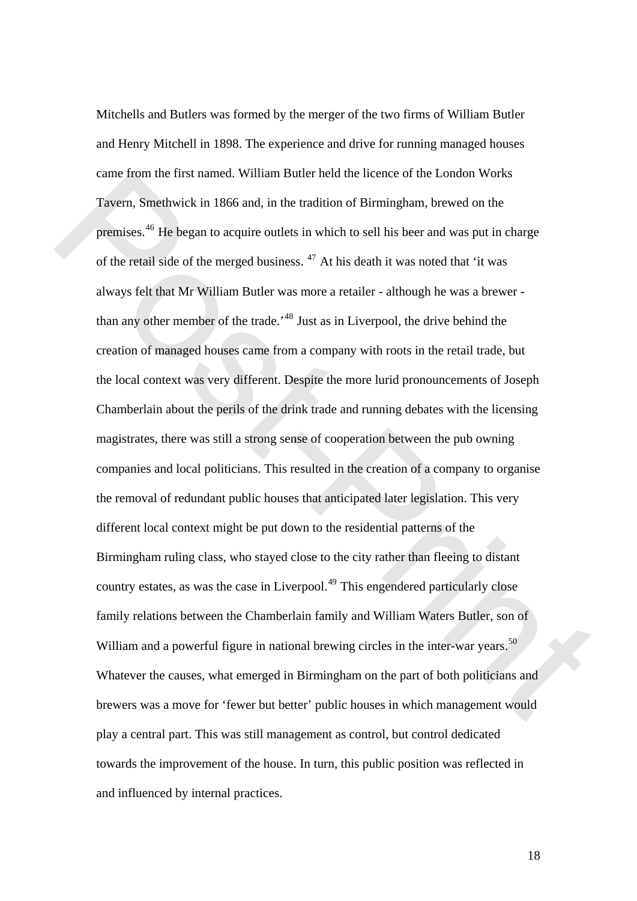Mitchells and Butlers was formed by the merger of the two firms of William Butler and Henry Mitchell in 1898. The experience and drive for running managed houses came from the first named. William Butler held the licence of the London Works Tavern, Smethwick in 1866 and, in the tradition of Birmingham, brewed on the premises.[46] He began to acquire outlets in which to sell his beer and was put in charge of the retail side of the merged business. [47] At his death it was noted that 'it was always felt that Mr William Butler was more a retailer - although he was a brewer - than any other member of the trade.'[48] Just as in Liverpool, the drive behind the creation of managed houses came from a company with roots in the retail trade, but the local context was very different. Despite the more lurid pronouncements of Joseph Chamberlain about the perils of the drink trade and running debates with the licensing magistrates, there was still a strong sense of cooperation between the pub owning companies and local politicians. This resulted in the creation of a company to organise the removal of redundant public houses that anticipated later legislation. This very different local context might be put down to the residential patterns of the Birmingham ruling class, who stayed close to the city rather than fleeing to distant country estates, as was the case in Liverpool.[49] This engendered particularly close family relations between the Chamberlain family and William Waters Butler, son of William and a powerful figure in national brewing circles in the inter-war years.[50] Whatever the causes, what emerged in Birmingham on the part of both politicians and brewers was a move for 'fewer but better' public houses in which management would play a central part. This was still management as control, but control dedicated towards the improvement of the house. In turn, this public position was reflected in and influenced by internal practices.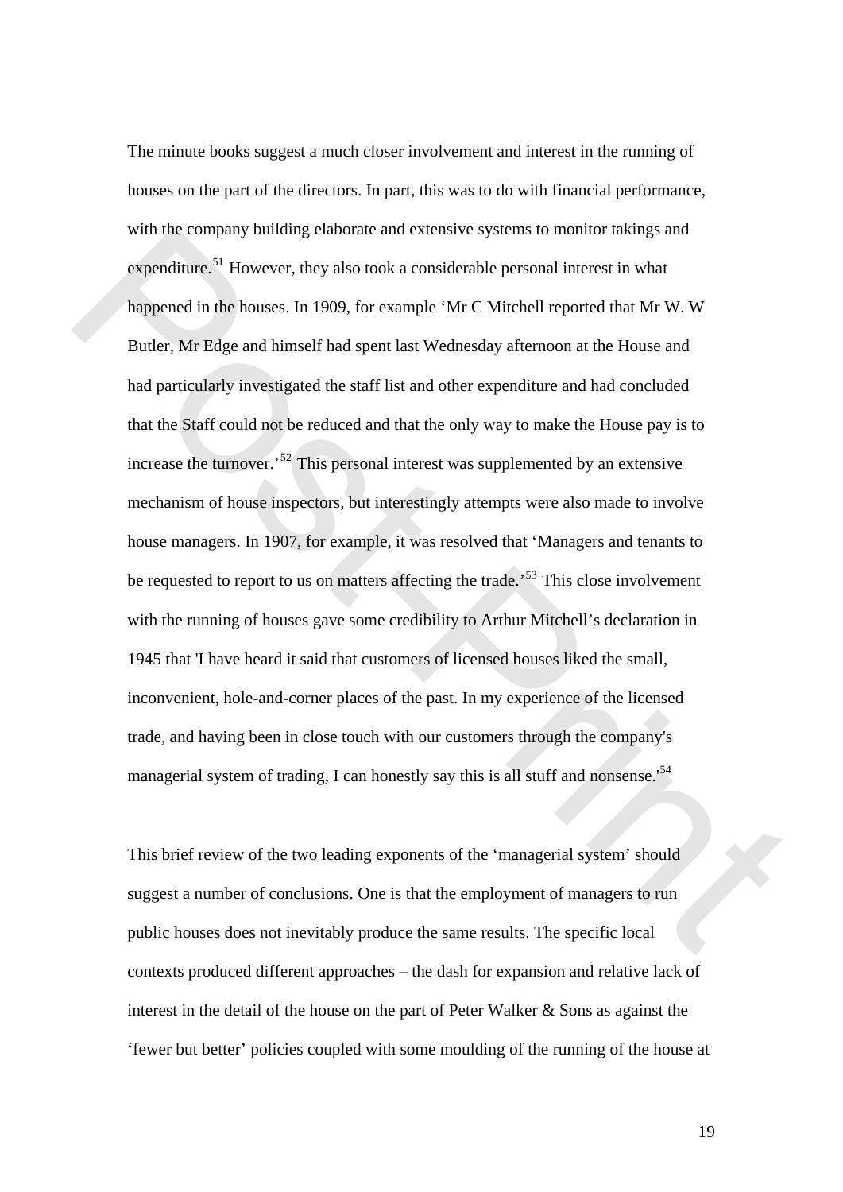The minute books suggest a much closer involvement and interest in the running of houses on the part of the directors. In part, this was to do with financial performance, with the company building elaborate and extensive systems to monitor takings and expenditure.[51] However, they also took a considerable personal interest in what happened in the houses. In 1909, for example 'Mr C Mitchell reported that Mr W. W Butler, Mr Edge and himself had spent last Wednesday afternoon at the House and had particularly investigated the staff list and other expenditure and had concluded that the Staff could not be reduced and that the only way to make the House pay is to increase the turnover.'[52] This personal interest was supplemented by an extensive mechanism of house inspectors, but interestingly attempts were also made to involve house managers. In 1907, for example, it was resolved that 'Managers and tenants to be requested to report to us on matters affecting the trade.'[53] This close involvement with the running of houses gave some credibility to Arthur Mitchell's declaration in 1945 that 'I have heard it said that customers of licensed houses liked the small, inconvenient, hole-and-corner places of the past. In my experience of the licensed trade, and having been in close touch with our customers through the company's managerial system of trading, I can honestly say this is all stuff and nonsense.'[54]

This brief review of the two leading exponents of the 'managerial system' should suggest a number of conclusions. One is that the employment of managers to run public houses does not inevitably produce the same results. The specific local contexts produced different approaches – the dash for expansion and relative lack of interest in the detail of the house on the part of Peter Walker & Sons as against the 'fewer but better' policies coupled with some moulding of the running of the house at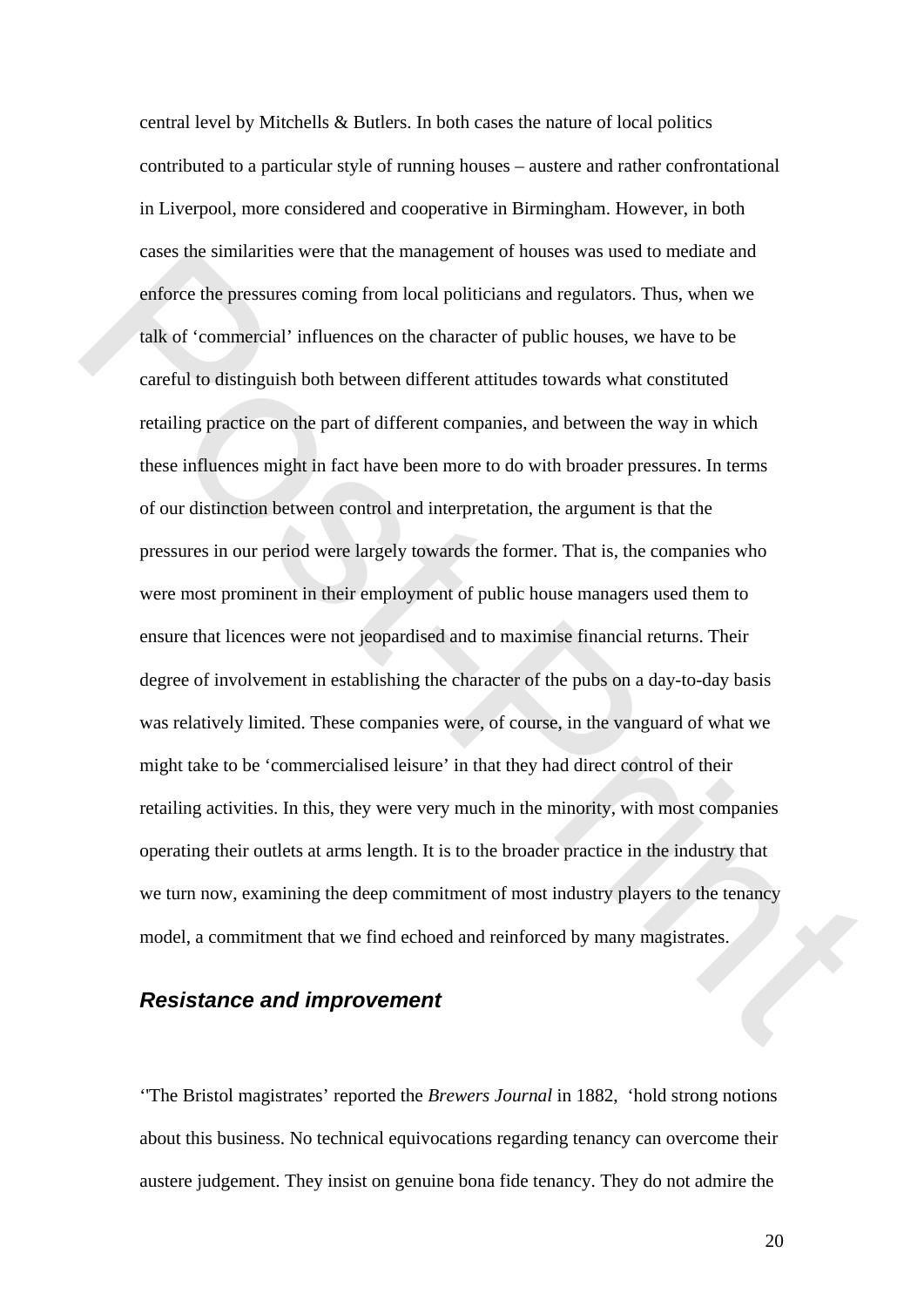central level by Mitchells & Butlers. In both cases the nature of local politics contributed to a particular style of running houses – austere and rather confrontational in Liverpool, more considered and cooperative in Birmingham. However, in both cases the similarities were that the management of houses was used to mediate and enforce the pressures coming from local politicians and regulators. Thus, when we talk of 'commercial' influences on the character of public houses, we have to be careful to distinguish both between different attitudes towards what constituted retailing practice on the part of different companies, and between the way in which these influences might in fact have been more to do with broader pressures. In terms of our distinction between control and interpretation, the argument is that the pressures in our period were largely towards the former. That is, the companies who were most prominent in their employment of public house managers used them to ensure that licences were not jeopardised and to maximise financial returns. Their degree of involvement in establishing the character of the pubs on a day-to-day basis was relatively limited. These companies were, of course, in the vanguard of what we might take to be 'commercialised leisure' in that they had direct control of their retailing activities. In this, they were very much in the minority, with most companies operating their outlets at arms length. It is to the broader practice in the industry that we turn now, examining the deep commitment of most industry players to the tenancy model, a commitment that we find echoed and reinforced by many magistrates.

## ***Resistance and improvement***

''The Bristol magistrates' reported the *Brewers Journal* in 1882, 'hold strong notions about this business. No technical equivocations regarding tenancy can overcome their austere judgement. They insist on genuine bona fide tenancy. They do not admire the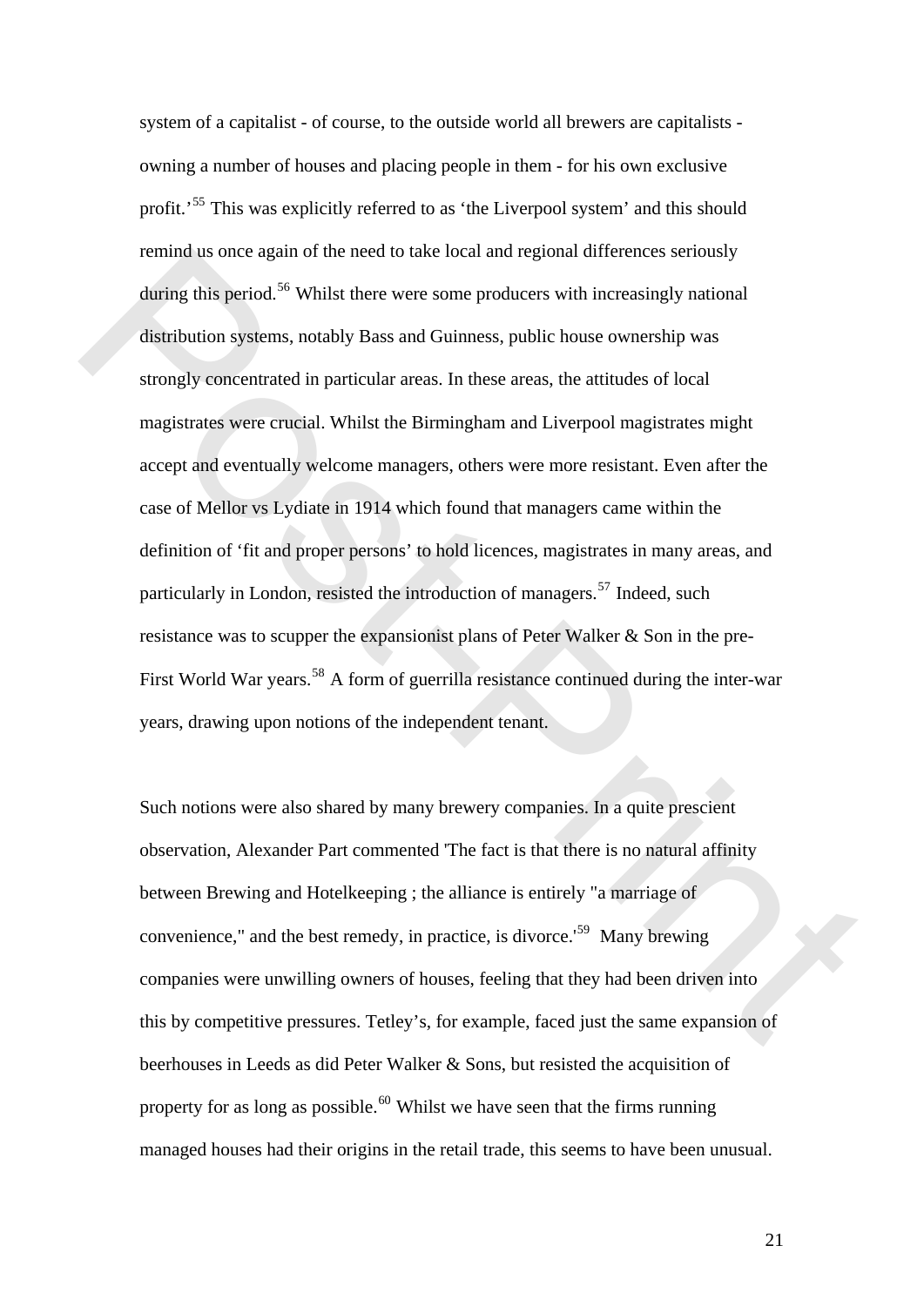system of a capitalist - of course, to the outside world all brewers are capitalists - owning a number of houses and placing people in them - for his own exclusive profit.'[55] This was explicitly referred to as 'the Liverpool system' and this should remind us once again of the need to take local and regional differences seriously during this period.[56] Whilst there were some producers with increasingly national distribution systems, notably Bass and Guinness, public house ownership was strongly concentrated in particular areas. In these areas, the attitudes of local magistrates were crucial. Whilst the Birmingham and Liverpool magistrates might accept and eventually welcome managers, others were more resistant. Even after the case of Mellor vs Lydiate in 1914 which found that managers came within the definition of 'fit and proper persons' to hold licences, magistrates in many areas, and particularly in London, resisted the introduction of managers.[57] Indeed, such resistance was to scupper the expansionist plans of Peter Walker & Son in the pre-First World War years.[58] A form of guerrilla resistance continued during the inter-war years, drawing upon notions of the independent tenant.

Such notions were also shared by many brewery companies. In a quite prescient observation, Alexander Part commented 'The fact is that there is no natural affinity between Brewing and Hotelkeeping ; the alliance is entirely "a marriage of convenience," and the best remedy, in practice, is divorce.'[59] Many brewing companies were unwilling owners of houses, feeling that they had been driven into this by competitive pressures. Tetley's, for example, faced just the same expansion of beerhouses in Leeds as did Peter Walker & Sons, but resisted the acquisition of property for as long as possible.[60] Whilst we have seen that the firms running managed houses had their origins in the retail trade, this seems to have been unusual.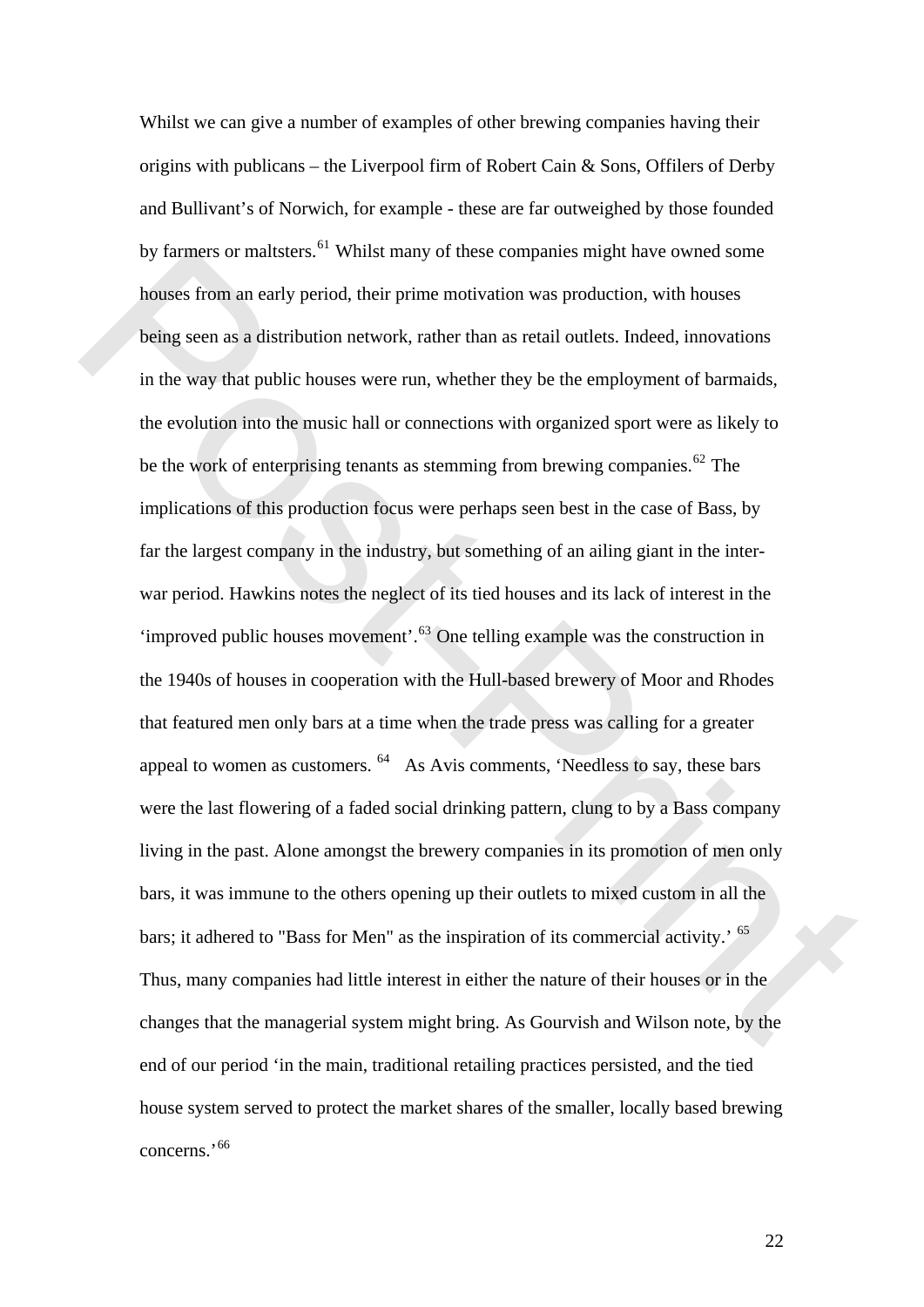Whilst we can give a number of examples of other brewing companies having their origins with publicans – the Liverpool firm of Robert Cain & Sons, Offilers of Derby and Bullivant's of Norwich, for example - these are far outweighed by those founded by farmers or maltsters.[61] Whilst many of these companies might have owned some houses from an early period, their prime motivation was production, with houses being seen as a distribution network, rather than as retail outlets. Indeed, innovations in the way that public houses were run, whether they be the employment of barmaids, the evolution into the music hall or connections with organized sport were as likely to be the work of enterprising tenants as stemming from brewing companies.[62] The implications of this production focus were perhaps seen best in the case of Bass, by far the largest company in the industry, but something of an ailing giant in the inter-war period. Hawkins notes the neglect of its tied houses and its lack of interest in the 'improved public houses movement'.[63] One telling example was the construction in the 1940s of houses in cooperation with the Hull-based brewery of Moor and Rhodes that featured men only bars at a time when the trade press was calling for a greater appeal to women as customers.[64] As Avis comments, 'Needless to say, these bars were the last flowering of a faded social drinking pattern, clung to by a Bass company living in the past. Alone amongst the brewery companies in its promotion of men only bars, it was immune to the others opening up their outlets to mixed custom in all the bars; it adhered to "Bass for Men" as the inspiration of its commercial activity.'[65] Thus, many companies had little interest in either the nature of their houses or in the changes that the managerial system might bring. As Gourvish and Wilson note, by the end of our period 'in the main, traditional retailing practices persisted, and the tied house system served to protect the market shares of the smaller, locally based brewing concerns.'[66]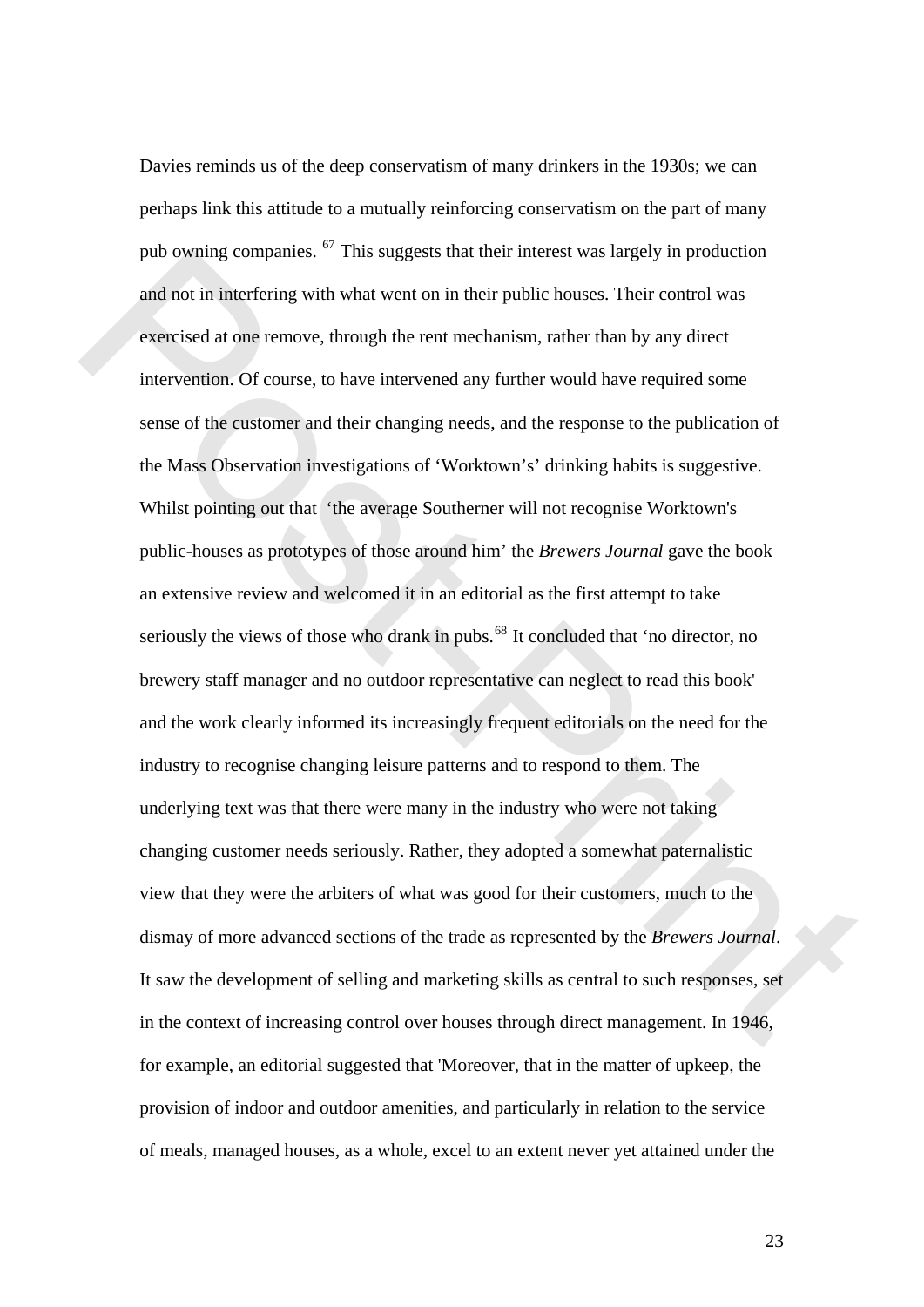Davies reminds us of the deep conservatism of many drinkers in the 1930s; we can perhaps link this attitude to a mutually reinforcing conservatism on the part of many pub owning companies. [67] This suggests that their interest was largely in production and not in interfering with what went on in their public houses. Their control was exercised at one remove, through the rent mechanism, rather than by any direct intervention. Of course, to have intervened any further would have required some sense of the customer and their changing needs, and the response to the publication of the Mass Observation investigations of 'Worktown's' drinking habits is suggestive. Whilst pointing out that 'the average Southerner will not recognise Worktown's public-houses as prototypes of those around him' the *Brewers Journal* gave the book an extensive review and welcomed it in an editorial as the first attempt to take seriously the views of those who drank in pubs.[68] It concluded that 'no director, no brewery staff manager and no outdoor representative can neglect to read this book' and the work clearly informed its increasingly frequent editorials on the need for the industry to recognise changing leisure patterns and to respond to them. The underlying text was that there were many in the industry who were not taking changing customer needs seriously. Rather, they adopted a somewhat paternalistic view that they were the arbiters of what was good for their customers, much to the dismay of more advanced sections of the trade as represented by the *Brewers Journal*. It saw the development of selling and marketing skills as central to such responses, set in the context of increasing control over houses through direct management. In 1946, for example, an editorial suggested that 'Moreover, that in the matter of upkeep, the provision of indoor and outdoor amenities, and particularly in relation to the service of meals, managed houses, as a whole, excel to an extent never yet attained under the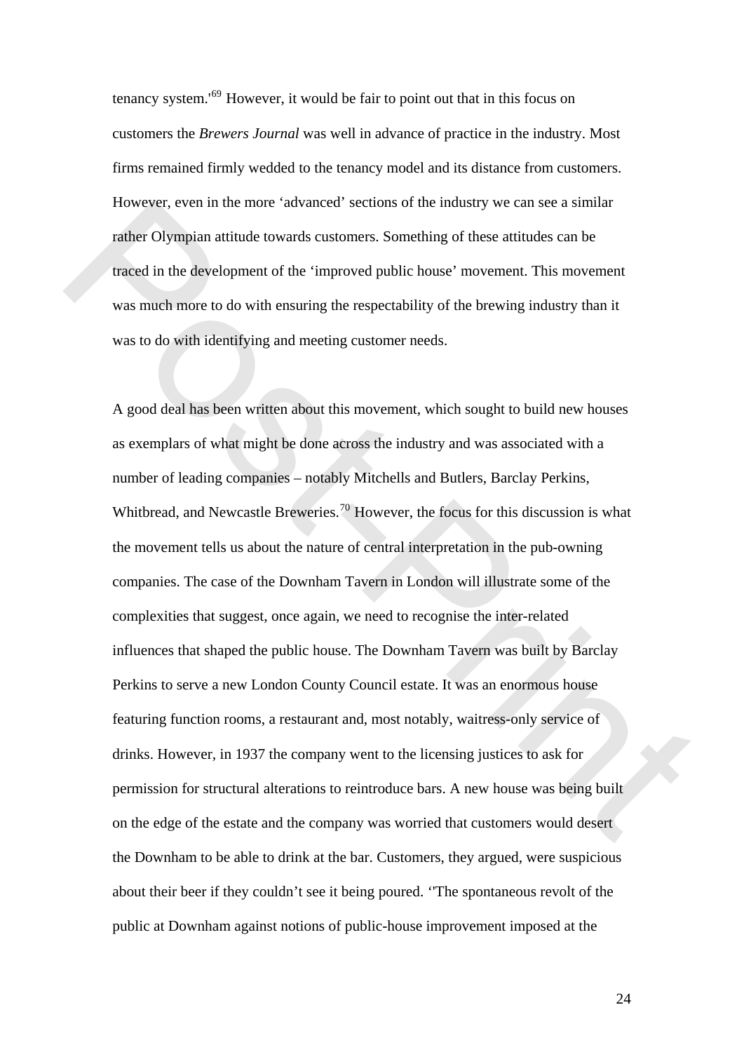tenancy system.'[69] However, it would be fair to point out that in this focus on customers the *Brewers Journal* was well in advance of practice in the industry. Most firms remained firmly wedded to the tenancy model and its distance from customers. However, even in the more 'advanced' sections of the industry we can see a similar rather Olympian attitude towards customers. Something of these attitudes can be traced in the development of the 'improved public house' movement. This movement was much more to do with ensuring the respectability of the brewing industry than it was to do with identifying and meeting customer needs.

A good deal has been written about this movement, which sought to build new houses as exemplars of what might be done across the industry and was associated with a number of leading companies – notably Mitchells and Butlers, Barclay Perkins, Whitbread, and Newcastle Breweries.[70] However, the focus for this discussion is what the movement tells us about the nature of central interpretation in the pub-owning companies. The case of the Downham Tavern in London will illustrate some of the complexities that suggest, once again, we need to recognise the inter-related influences that shaped the public house. The Downham Tavern was built by Barclay Perkins to serve a new London County Council estate. It was an enormous house featuring function rooms, a restaurant and, most notably, waitress-only service of drinks. However, in 1937 the company went to the licensing justices to ask for permission for structural alterations to reintroduce bars. A new house was being built on the edge of the estate and the company was worried that customers would desert the Downham to be able to drink at the bar. Customers, they argued, were suspicious about their beer if they couldn't see it being poured. ''The spontaneous revolt of the public at Downham against notions of public-house improvement imposed at the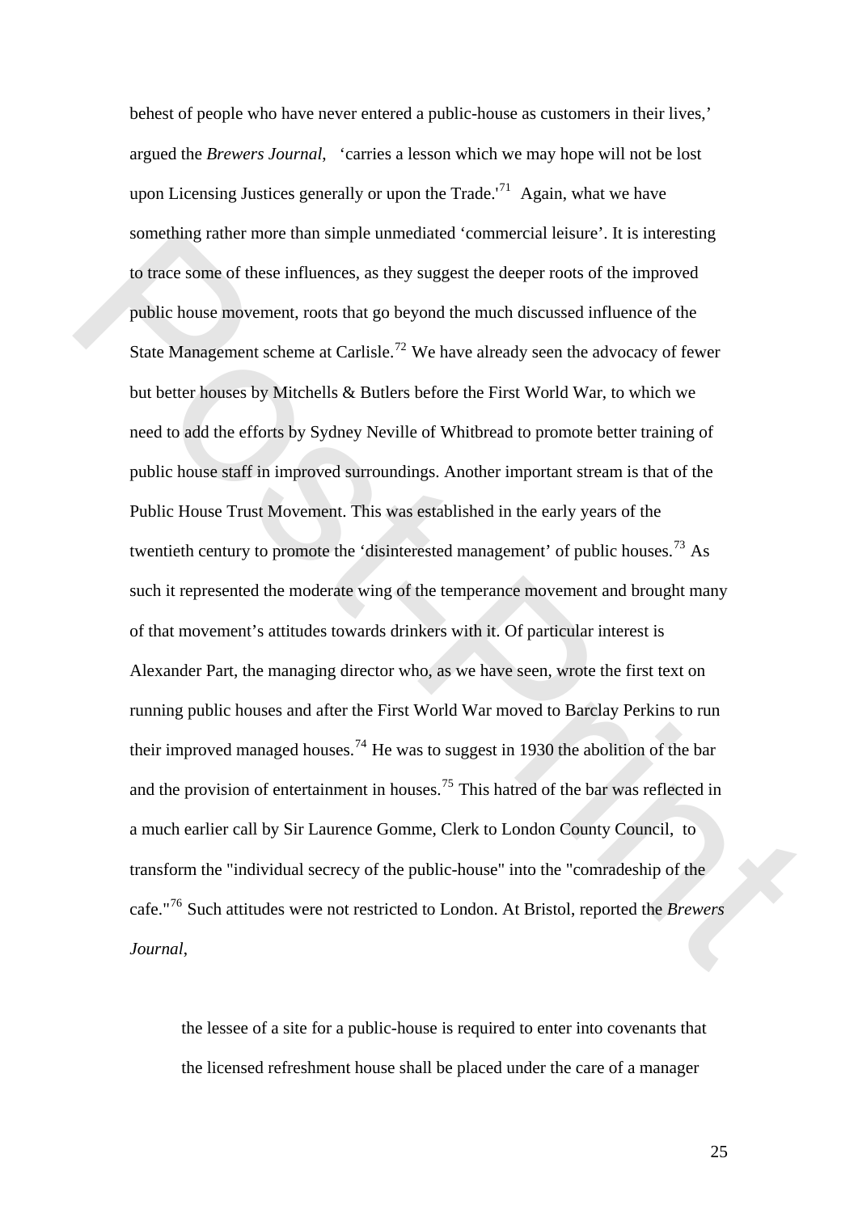behest of people who have never entered a public-house as customers in their lives,' argued the *Brewers Journal*, 'carries a lesson which we may hope will not be lost upon Licensing Justices generally or upon the Trade.'[71] Again, what we have something rather more than simple unmediated 'commercial leisure'. It is interesting to trace some of these influences, as they suggest the deeper roots of the improved public house movement, roots that go beyond the much discussed influence of the State Management scheme at Carlisle.[72] We have already seen the advocacy of fewer but better houses by Mitchells & Butlers before the First World War, to which we need to add the efforts by Sydney Neville of Whitbread to promote better training of public house staff in improved surroundings. Another important stream is that of the Public House Trust Movement. This was established in the early years of the twentieth century to promote the 'disinterested management' of public houses.[73] As such it represented the moderate wing of the temperance movement and brought many of that movement's attitudes towards drinkers with it. Of particular interest is Alexander Part, the managing director who, as we have seen, wrote the first text on running public houses and after the First World War moved to Barclay Perkins to run their improved managed houses.[74] He was to suggest in 1930 the abolition of the bar and the provision of entertainment in houses.[75] This hatred of the bar was reflected in a much earlier call by Sir Laurence Gomme, Clerk to London County Council, to transform the "individual secrecy of the public-house" into the "comradeship of the cafe."[76] Such attitudes were not restricted to London. At Bristol, reported the *Brewers Journal*,

> the lessee of a site for a public-house is required to enter into covenants that the licensed refreshment house shall be placed under the care of a manager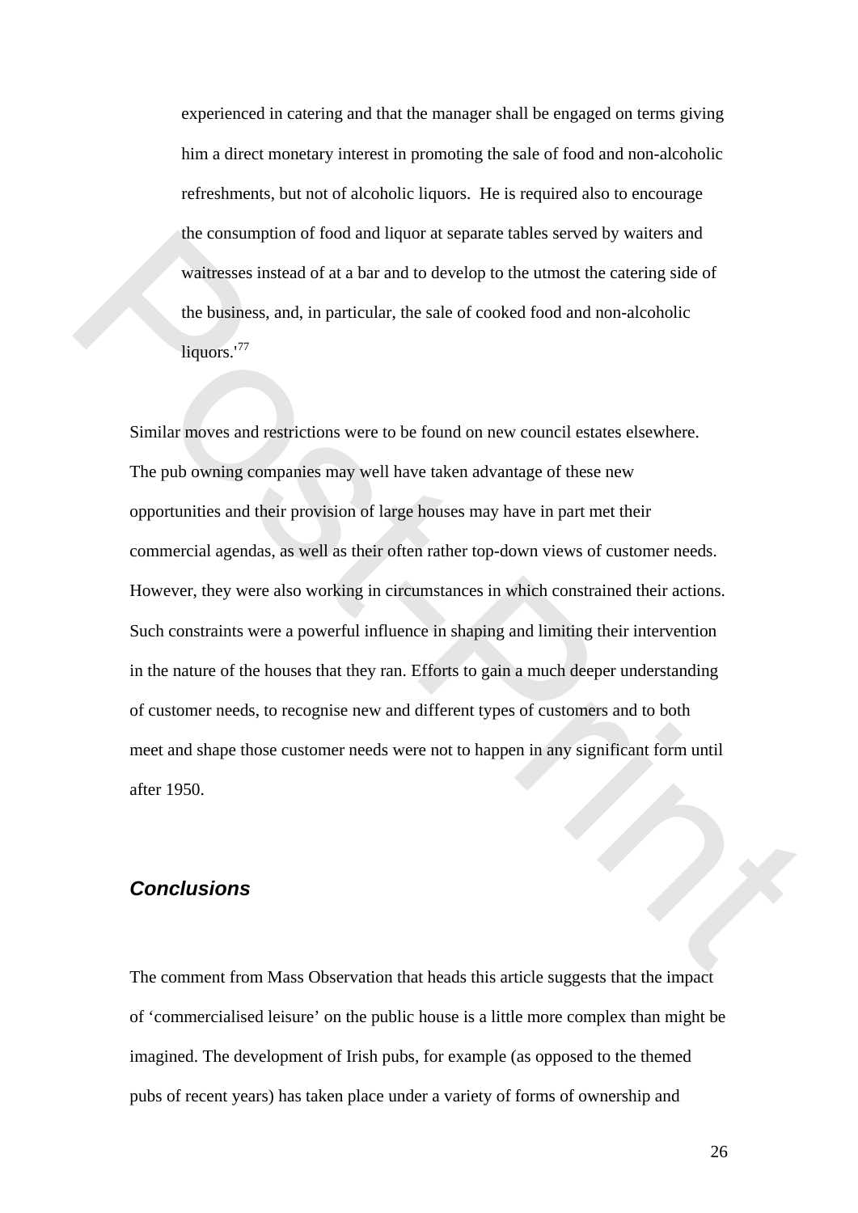experienced in catering and that the manager shall be engaged on terms giving him a direct monetary interest in promoting the sale of food and non-alcoholic refreshments, but not of alcoholic liquors. He is required also to encourage the consumption of food and liquor at separate tables served by waiters and waitresses instead of at a bar and to develop to the utmost the catering side of the business, and, in particular, the sale of cooked food and non-alcoholic liquors.'[77]

Similar moves and restrictions were to be found on new council estates elsewhere. The pub owning companies may well have taken advantage of these new opportunities and their provision of large houses may have in part met their commercial agendas, as well as their often rather top-down views of customer needs. However, they were also working in circumstances in which constrained their actions. Such constraints were a powerful influence in shaping and limiting their intervention in the nature of the houses that they ran. Efforts to gain a much deeper understanding of customer needs, to recognise new and different types of customers and to both meet and shape those customer needs were not to happen in any significant form until after 1950.

## *Conclusions*

The comment from Mass Observation that heads this article suggests that the impact of 'commercialised leisure' on the public house is a little more complex than might be imagined. The development of Irish pubs, for example (as opposed to the themed pubs of recent years) has taken place under a variety of forms of ownership and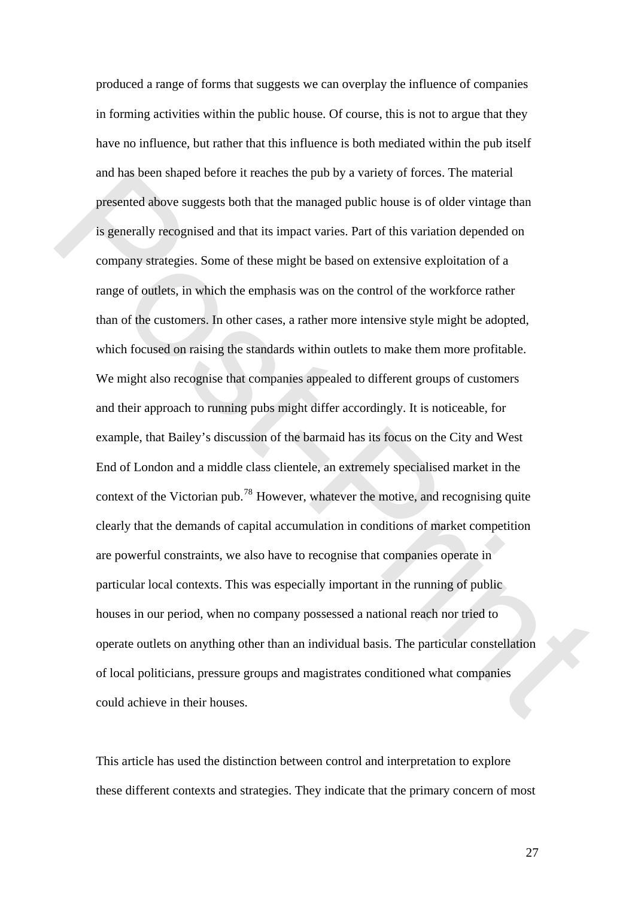produced a range of forms that suggests we can overplay the influence of companies in forming activities within the public house. Of course, this is not to argue that they have no influence, but rather that this influence is both mediated within the pub itself and has been shaped before it reaches the pub by a variety of forces. The material presented above suggests both that the managed public house is of older vintage than is generally recognised and that its impact varies. Part of this variation depended on company strategies. Some of these might be based on extensive exploitation of a range of outlets, in which the emphasis was on the control of the workforce rather than of the customers. In other cases, a rather more intensive style might be adopted, which focused on raising the standards within outlets to make them more profitable. We might also recognise that companies appealed to different groups of customers and their approach to running pubs might differ accordingly. It is noticeable, for example, that Bailey's discussion of the barmaid has its focus on the City and West End of London and a middle class clientele, an extremely specialised market in the context of the Victorian pub.[78] However, whatever the motive, and recognising quite clearly that the demands of capital accumulation in conditions of market competition are powerful constraints, we also have to recognise that companies operate in particular local contexts. This was especially important in the running of public houses in our period, when no company possessed a national reach nor tried to operate outlets on anything other than an individual basis. The particular constellation of local politicians, pressure groups and magistrates conditioned what companies could achieve in their houses.

This article has used the distinction between control and interpretation to explore these different contexts and strategies. They indicate that the primary concern of most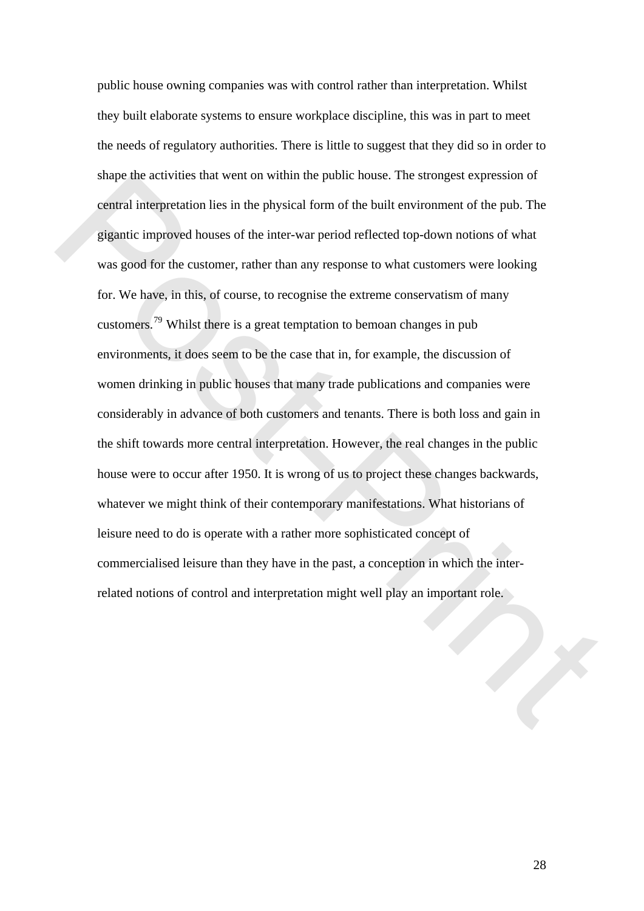public house owning companies was with control rather than interpretation. Whilst they built elaborate systems to ensure workplace discipline, this was in part to meet the needs of regulatory authorities. There is little to suggest that they did so in order to shape the activities that went on within the public house. The strongest expression of central interpretation lies in the physical form of the built environment of the pub. The gigantic improved houses of the inter-war period reflected top-down notions of what was good for the customer, rather than any response to what customers were looking for. We have, in this, of course, to recognise the extreme conservatism of many customers.[79] Whilst there is a great temptation to bemoan changes in pub environments, it does seem to be the case that in, for example, the discussion of women drinking in public houses that many trade publications and companies were considerably in advance of both customers and tenants. There is both loss and gain in the shift towards more central interpretation. However, the real changes in the public house were to occur after 1950. It is wrong of us to project these changes backwards, whatever we might think of their contemporary manifestations. What historians of leisure need to do is operate with a rather more sophisticated concept of commercialised leisure than they have in the past, a conception in which the inter-related notions of control and interpretation might well play an important role.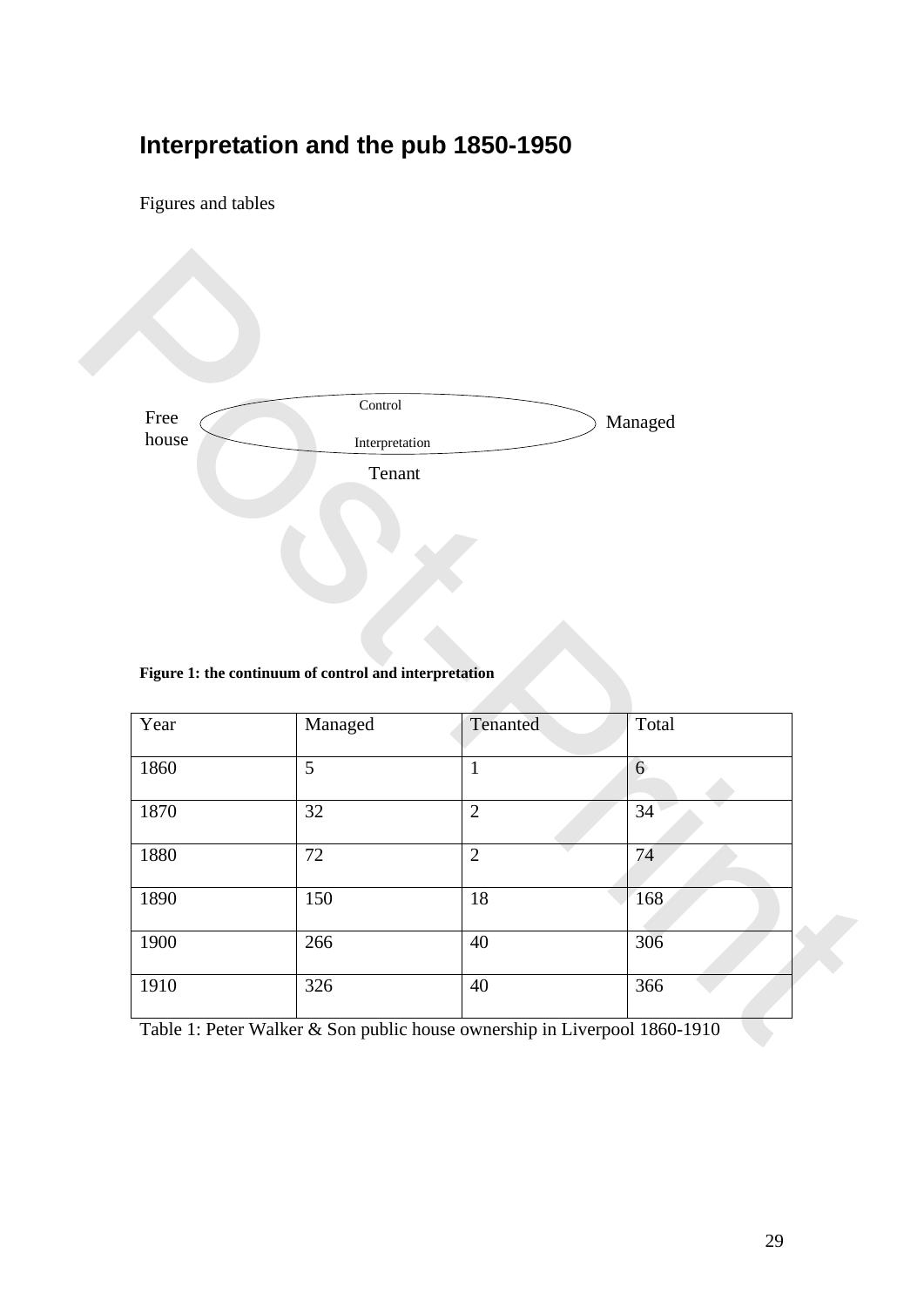# Interpretation and the pub 1850-1950

Figures and tables

Free house — Control / Interpretation — Managed

Tenant

**Figure 1: the continuum of control and interpretation**

| Year | Managed | Tenanted | Total |
|---|---|---|---|
| 1860 | 5 | 1 | 6 |
| 1870 | 32 | 2 | 34 |
| 1880 | 72 | 2 | 74 |
| 1890 | 150 | 18 | 168 |
| 1900 | 266 | 40 | 306 |
| 1910 | 326 | 40 | 366 |

Table 1: Peter Walker & Son public house ownership in Liverpool 1860-1910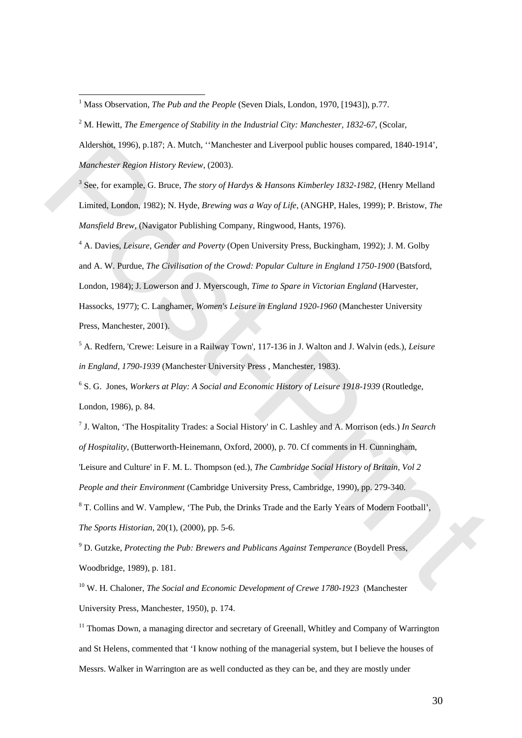[1] Mass Observation, *The Pub and the People* (Seven Dials, London, 1970, [1943]), p.77.

[2] M. Hewitt, *The Emergence of Stability in the Industrial City: Manchester, 1832-67*, (Scolar, Aldershot, 1996), p.187; A. Mutch, ''Manchester and Liverpool public houses compared, 1840-1914', *Manchester Region History Review*, (2003).

[3] See, for example, G. Bruce, *The story of Hardys & Hansons Kimberley 1832-1982*, (Henry Melland Limited, London, 1982); N. Hyde, *Brewing was a Way of Life*, (ANGHP, Hales, 1999); P. Bristow, *The Mansfield Brew*, (Navigator Publishing Company, Ringwood, Hants, 1976).

[4] A. Davies, *Leisure, Gender and Poverty* (Open University Press, Buckingham, 1992); J. M. Golby and A. W. Purdue, *The Civilisation of the Crowd: Popular Culture in England 1750-1900* (Batsford, London, 1984); J. Lowerson and J. Myerscough, *Time to Spare in Victorian England* (Harvester, Hassocks, 1977); C. Langhamer, *Women's Leisure in England 1920-1960* (Manchester University Press, Manchester, 2001).

[5] A. Redfern, 'Crewe: Leisure in a Railway Town', 117-136 in J. Walton and J. Walvin (eds.), *Leisure in England, 1790-1939* (Manchester University Press , Manchester, 1983).

[6] S. G. Jones, *Workers at Play: A Social and Economic History of Leisure 1918-1939* (Routledge, London, 1986), p. 84.

[7] J. Walton, 'The Hospitality Trades: a Social History' in C. Lashley and A. Morrison (eds.) *In Search of Hospitality*, (Butterworth-Heinemann, Oxford, 2000), p. 70. Cf comments in H. Cunningham, 'Leisure and Culture' in F. M. L. Thompson (ed.), *The Cambridge Social History of Britain, Vol 2 People and their Environment* (Cambridge University Press, Cambridge, 1990), pp. 279-340.

[8] T. Collins and W. Vamplew, 'The Pub, the Drinks Trade and the Early Years of Modern Football', *The Sports Historian*, 20(1), (2000), pp. 5-6.

[9] D. Gutzke, *Protecting the Pub: Brewers and Publicans Against Temperance* (Boydell Press, Woodbridge, 1989), p. 181.

[10] W. H. Chaloner, *The Social and Economic Development of Crewe 1780-1923* (Manchester University Press, Manchester, 1950), p. 174.

[11] Thomas Down, a managing director and secretary of Greenall, Whitley and Company of Warrington and St Helens, commented that 'I know nothing of the managerial system, but I believe the houses of Messrs. Walker in Warrington are as well conducted as they can be, and they are mostly under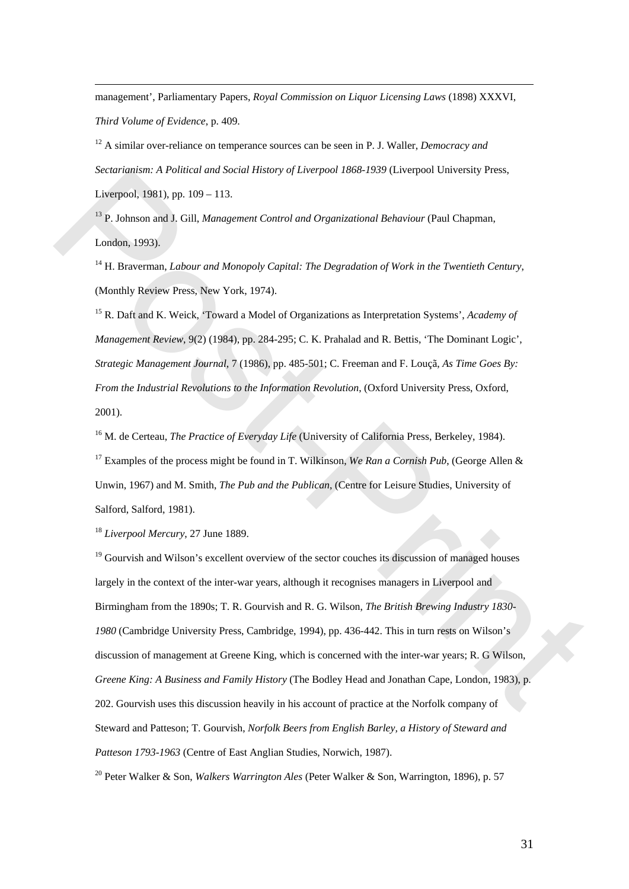management', Parliamentary Papers, *Royal Commission on Liquor Licensing Laws* (1898) XXXVI, *Third Volume of Evidence*, p. 409.

[12] A similar over-reliance on temperance sources can be seen in P. J. Waller, *Democracy and Sectarianism: A Political and Social History of Liverpool 1868-1939* (Liverpool University Press, Liverpool, 1981), pp. 109 – 113.

[13] P. Johnson and J. Gill, *Management Control and Organizational Behaviour* (Paul Chapman, London, 1993).

[14] H. Braverman, *Labour and Monopoly Capital: The Degradation of Work in the Twentieth Century*, (Monthly Review Press, New York, 1974).

[15] R. Daft and K. Weick, 'Toward a Model of Organizations as Interpretation Systems', *Academy of Management Review*, 9(2) (1984), pp. 284-295; C. K. Prahalad and R. Bettis, 'The Dominant Logic', *Strategic Management Journal*, 7 (1986), pp. 485-501; C. Freeman and F. Louçã, *As Time Goes By: From the Industrial Revolutions to the Information Revolution*, (Oxford University Press, Oxford, 2001).

[16] M. de Certeau, *The Practice of Everyday Life* (University of California Press, Berkeley, 1984).

[17] Examples of the process might be found in T. Wilkinson, *We Ran a Cornish Pub*, (George Allen & Unwin, 1967) and M. Smith, *The Pub and the Publican*, (Centre for Leisure Studies, University of Salford, Salford, 1981).

[18] *Liverpool Mercury*, 27 June 1889.

[19] Gourvish and Wilson's excellent overview of the sector couches its discussion of managed houses largely in the context of the inter-war years, although it recognises managers in Liverpool and Birmingham from the 1890s; T. R. Gourvish and R. G. Wilson, *The British Brewing Industry 1830-1980* (Cambridge University Press, Cambridge, 1994), pp. 436-442. This in turn rests on Wilson's discussion of management at Greene King, which is concerned with the inter-war years; R. G Wilson, *Greene King: A Business and Family History* (The Bodley Head and Jonathan Cape, London, 1983), p. 202. Gourvish uses this discussion heavily in his account of practice at the Norfolk company of Steward and Patteson; T. Gourvish, *Norfolk Beers from English Barley, a History of Steward and Patteson 1793-1963* (Centre of East Anglian Studies, Norwich, 1987).

[20] Peter Walker & Son, *Walkers Warrington Ales* (Peter Walker & Son, Warrington, 1896), p. 57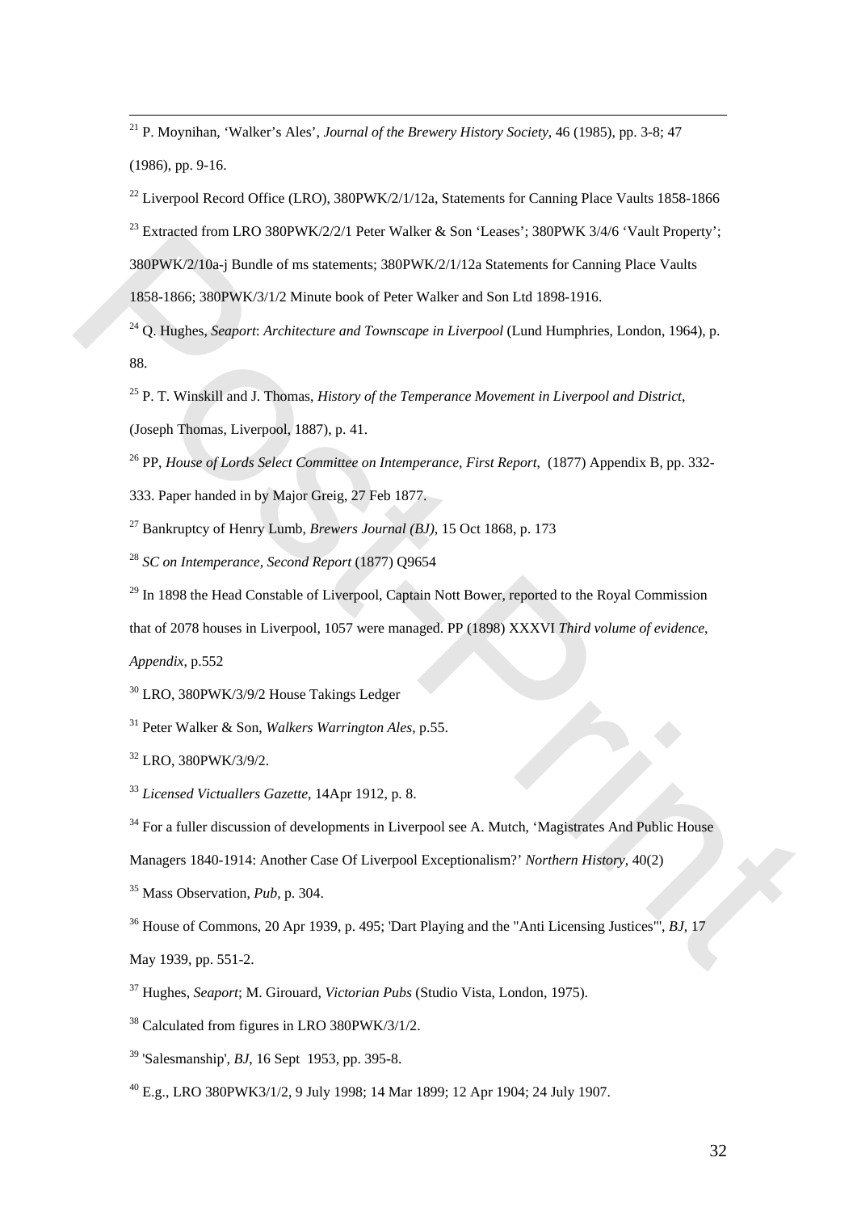[21] P. Moynihan, 'Walker's Ales', *Journal of the Brewery History Society*, 46 (1985), pp. 3-8; 47 (1986), pp. 9-16.

[22] Liverpool Record Office (LRO), 380PWK/2/1/12a, Statements for Canning Place Vaults 1858-1866

[23] Extracted from LRO 380PWK/2/2/1 Peter Walker & Son 'Leases'; 380PWK 3/4/6 'Vault Property'; 380PWK/2/10a-j Bundle of ms statements; 380PWK/2/1/12a Statements for Canning Place Vaults 1858-1866; 380PWK/3/1/2 Minute book of Peter Walker and Son Ltd 1898-1916.

[24] Q. Hughes, *Seaport*: *Architecture and Townscape in Liverpool* (Lund Humphries, London, 1964), p. 88.

[25] P. T. Winskill and J. Thomas, *History of the Temperance Movement in Liverpool and District*, (Joseph Thomas, Liverpool, 1887), p. 41.

[26] PP, *House of Lords Select Committee on Intemperance, First Report,* (1877) Appendix B, pp. 332-333. Paper handed in by Major Greig, 27 Feb 1877.

[27] Bankruptcy of Henry Lumb, *Brewers Journal (BJ)*, 15 Oct 1868, p. 173

[28] *SC on Intemperance, Second Report* (1877) Q9654

[29] In 1898 the Head Constable of Liverpool, Captain Nott Bower, reported to the Royal Commission that of 2078 houses in Liverpool, 1057 were managed. PP (1898) XXXVI *Third volume of evidence, Appendix*, p.552

[30] LRO, 380PWK/3/9/2 House Takings Ledger

[31] Peter Walker & Son, *Walkers Warrington Ales*, p.55.

[32] LRO, 380PWK/3/9/2.

[33] *Licensed Victuallers Gazette*, 14Apr 1912, p. 8.

[34] For a fuller discussion of developments in Liverpool see A. Mutch, 'Magistrates And Public House Managers 1840-1914: Another Case Of Liverpool Exceptionalism?' *Northern History*, 40(2)

[35] Mass Observation, *Pub*, p. 304.

[36] House of Commons, 20 Apr 1939, p. 495; 'Dart Playing and the "Anti Licensing Justices"', *BJ*, 17 May 1939, pp. 551-2.

[37] Hughes, *Seaport*; M. Girouard, *Victorian Pubs* (Studio Vista, London, 1975).

[38] Calculated from figures in LRO 380PWK/3/1/2.

[39] 'Salesmanship', *BJ*, 16 Sept 1953, pp. 395-8.

[40] E.g., LRO 380PWK3/1/2, 9 July 1998; 14 Mar 1899; 12 Apr 1904; 24 July 1907.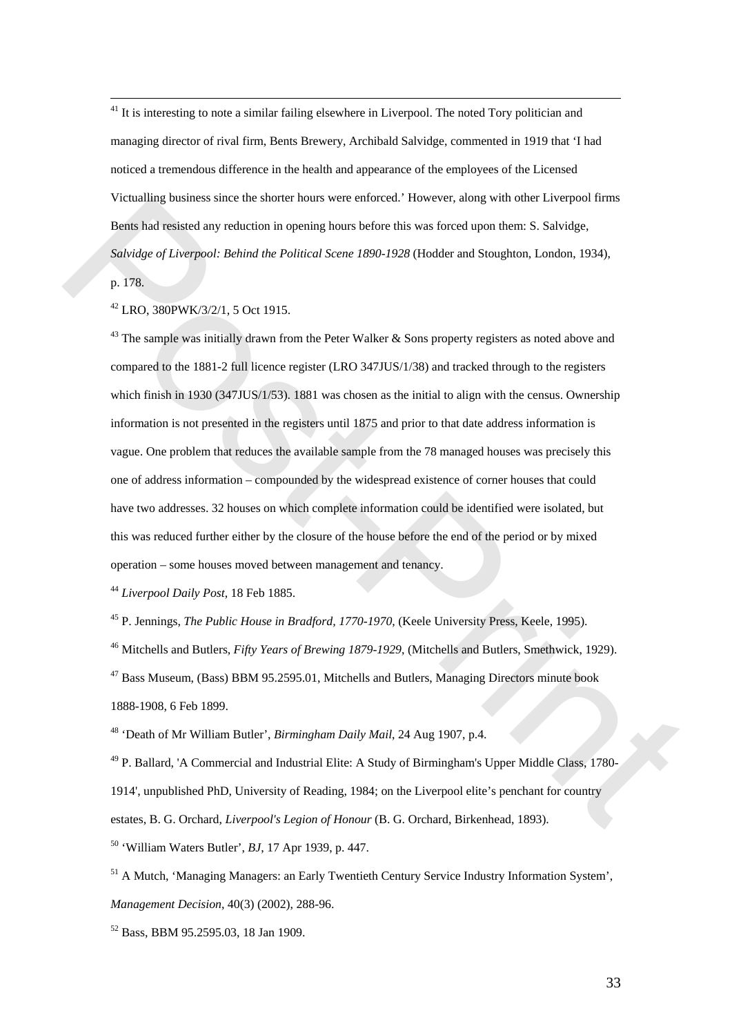[41] It is interesting to note a similar failing elsewhere in Liverpool. The noted Tory politician and managing director of rival firm, Bents Brewery, Archibald Salvidge, commented in 1919 that 'I had noticed a tremendous difference in the health and appearance of the employees of the Licensed Victualling business since the shorter hours were enforced.' However, along with other Liverpool firms Bents had resisted any reduction in opening hours before this was forced upon them: S. Salvidge, *Salvidge of Liverpool: Behind the Political Scene 1890-1928* (Hodder and Stoughton, London, 1934), p. 178.

[42] LRO, 380PWK/3/2/1, 5 Oct 1915.

[43] The sample was initially drawn from the Peter Walker & Sons property registers as noted above and compared to the 1881-2 full licence register (LRO 347JUS/1/38) and tracked through to the registers which finish in 1930 (347JUS/1/53). 1881 was chosen as the initial to align with the census. Ownership information is not presented in the registers until 1875 and prior to that date address information is vague. One problem that reduces the available sample from the 78 managed houses was precisely this one of address information – compounded by the widespread existence of corner houses that could have two addresses. 32 houses on which complete information could be identified were isolated, but this was reduced further either by the closure of the house before the end of the period or by mixed operation – some houses moved between management and tenancy.

[44] *Liverpool Daily Post*, 18 Feb 1885.

[45] P. Jennings, *The Public House in Bradford, 1770-1970*, (Keele University Press, Keele, 1995).

[46] Mitchells and Butlers, *Fifty Years of Brewing 1879-1929*, (Mitchells and Butlers, Smethwick, 1929).

[47] Bass Museum, (Bass) BBM 95.2595.01, Mitchells and Butlers, Managing Directors minute book 1888-1908, 6 Feb 1899.

[48] 'Death of Mr William Butler', *Birmingham Daily Mail*, 24 Aug 1907, p.4.

[49] P. Ballard, 'A Commercial and Industrial Elite: A Study of Birmingham's Upper Middle Class, 1780-1914', unpublished PhD, University of Reading, 1984; on the Liverpool elite's penchant for country estates, B. G. Orchard, *Liverpool's Legion of Honour* (B. G. Orchard, Birkenhead, 1893).

[50] 'William Waters Butler', *BJ*, 17 Apr 1939, p. 447.

[51] A Mutch, 'Managing Managers: an Early Twentieth Century Service Industry Information System', *Management Decision*, 40(3) (2002), 288-96.

[52] Bass, BBM 95.2595.03, 18 Jan 1909.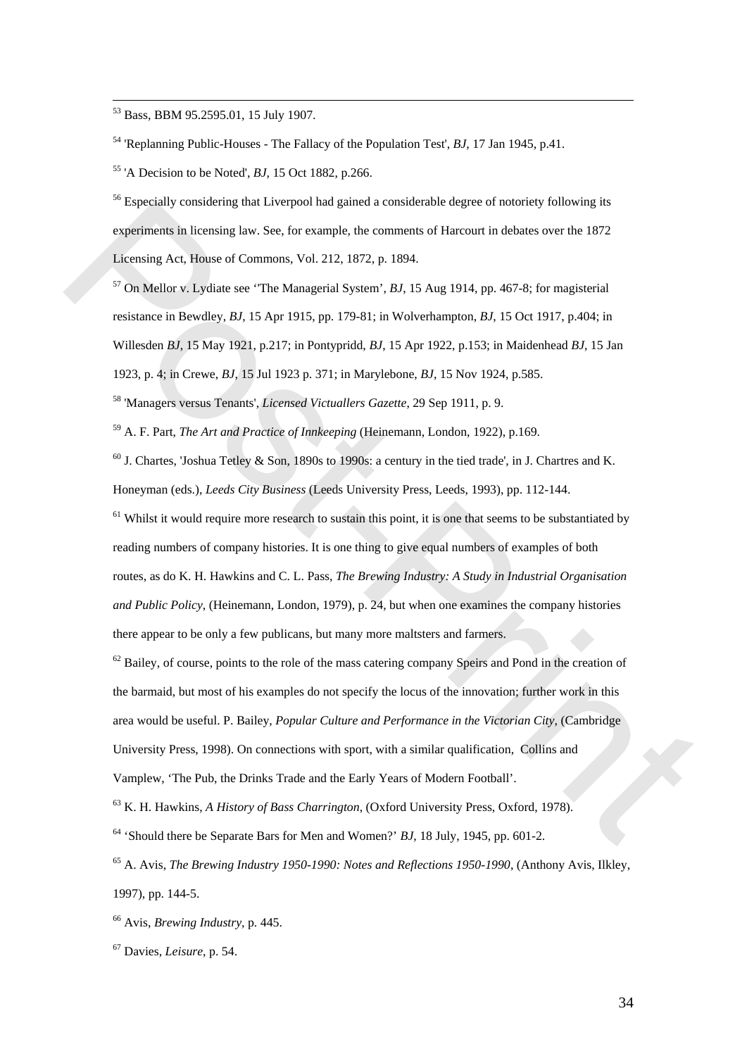[53] Bass, BBM 95.2595.01, 15 July 1907.

[54] 'Replanning Public-Houses - The Fallacy of the Population Test', *BJ*, 17 Jan 1945, p.41.

[55] 'A Decision to be Noted', *BJ*, 15 Oct 1882, p.266.

[56] Especially considering that Liverpool had gained a considerable degree of notoriety following its experiments in licensing law. See, for example, the comments of Harcourt in debates over the 1872 Licensing Act, House of Commons, Vol. 212, 1872, p. 1894.

[57] On Mellor v. Lydiate see ''The Managerial System', *BJ*, 15 Aug 1914, pp. 467-8; for magisterial resistance in Bewdley, *BJ*, 15 Apr 1915, pp. 179-81; in Wolverhampton, *BJ*, 15 Oct 1917, p.404; in Willesden *BJ*, 15 May 1921, p.217; in Pontypridd, *BJ*, 15 Apr 1922, p.153; in Maidenhead *BJ*, 15 Jan 1923, p. 4; in Crewe, *BJ*, 15 Jul 1923 p. 371; in Marylebone, *BJ*, 15 Nov 1924, p.585.

[58] 'Managers versus Tenants', *Licensed Victuallers Gazette*, 29 Sep 1911, p. 9.

[59] A. F. Part, *The Art and Practice of Innkeeping* (Heinemann, London, 1922), p.169.

[60] J. Chartes, 'Joshua Tetley & Son, 1890s to 1990s: a century in the tied trade', in J. Chartres and K. Honeyman (eds.), *Leeds City Business* (Leeds University Press, Leeds, 1993), pp. 112-144.

[61] Whilst it would require more research to sustain this point, it is one that seems to be substantiated by reading numbers of company histories. It is one thing to give equal numbers of examples of both routes, as do K. H. Hawkins and C. L. Pass, *The Brewing Industry: A Study in Industrial Organisation and Public Policy*, (Heinemann, London, 1979), p. 24, but when one examines the company histories there appear to be only a few publicans, but many more maltsters and farmers.

[62] Bailey, of course, points to the role of the mass catering company Speirs and Pond in the creation of the barmaid, but most of his examples do not specify the locus of the innovation; further work in this area would be useful. P. Bailey, *Popular Culture and Performance in the Victorian City*, (Cambridge University Press, 1998). On connections with sport, with a similar qualification, Collins and Vamplew, 'The Pub, the Drinks Trade and the Early Years of Modern Football'.

[63] K. H. Hawkins, *A History of Bass Charrington*, (Oxford University Press, Oxford, 1978).

[64] 'Should there be Separate Bars for Men and Women?' *BJ*, 18 July, 1945, pp. 601-2.

[65] A. Avis, *The Brewing Industry 1950-1990: Notes and Reflections 1950-1990*, (Anthony Avis, Ilkley, 1997), pp. 144-5.

[66] Avis, *Brewing Industry*, p. 445.

[67] Davies, *Leisure*, p. 54.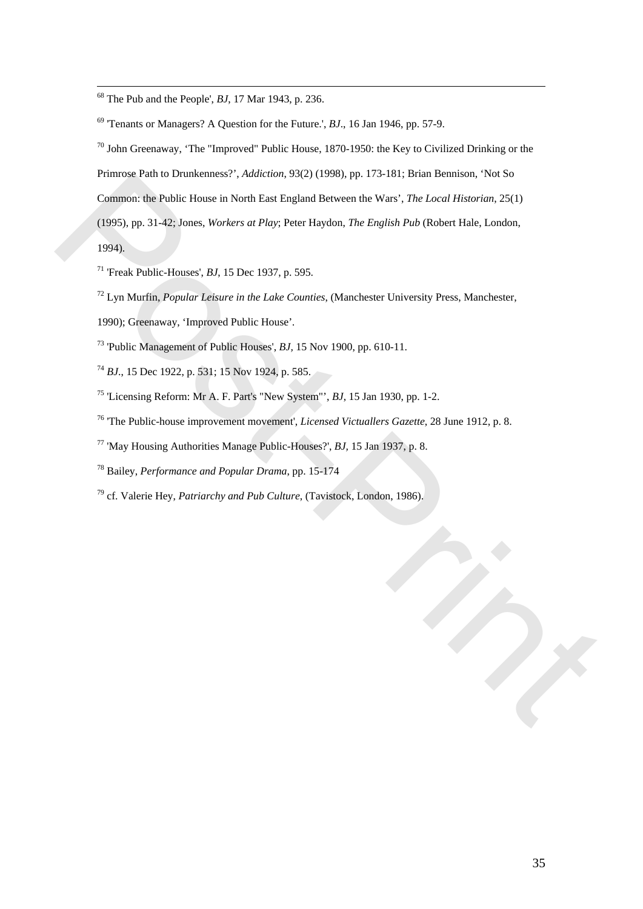[68] The Pub and the People', *BJ*, 17 Mar 1943, p. 236.

[69] 'Tenants or Managers? A Question for the Future.', *BJ*., 16 Jan 1946, pp. 57-9.

[70] John Greenaway, 'The "Improved" Public House, 1870-1950: the Key to Civilized Drinking or the Primrose Path to Drunkenness?', *Addiction*, 93(2) (1998), pp. 173-181; Brian Bennison, 'Not So Common: the Public House in North East England Between the Wars', *The Local Historian*, 25(1) (1995), pp. 31-42; Jones, *Workers at Play*; Peter Haydon, *The English Pub* (Robert Hale, London, 1994).

[71] 'Freak Public-Houses', *BJ*, 15 Dec 1937, p. 595.

[72] Lyn Murfin, *Popular Leisure in the Lake Counties*, (Manchester University Press, Manchester, 1990); Greenaway, 'Improved Public House'.

[73] 'Public Management of Public Houses', *BJ*, 15 Nov 1900, pp. 610-11.

[74] *BJ*., 15 Dec 1922, p. 531; 15 Nov 1924, p. 585.

[75] 'Licensing Reform: Mr A. F. Part's "New System"', *BJ*, 15 Jan 1930, pp. 1-2.

[76] 'The Public-house improvement movement', *Licensed Victuallers Gazette*, 28 June 1912, p. 8.

[77] 'May Housing Authorities Manage Public-Houses?', *BJ*, 15 Jan 1937, p. 8.

[78] Bailey, *Performance and Popular Drama*, pp. 15-174

[79] cf. Valerie Hey, *Patriarchy and Pub Culture*, (Tavistock, London, 1986).